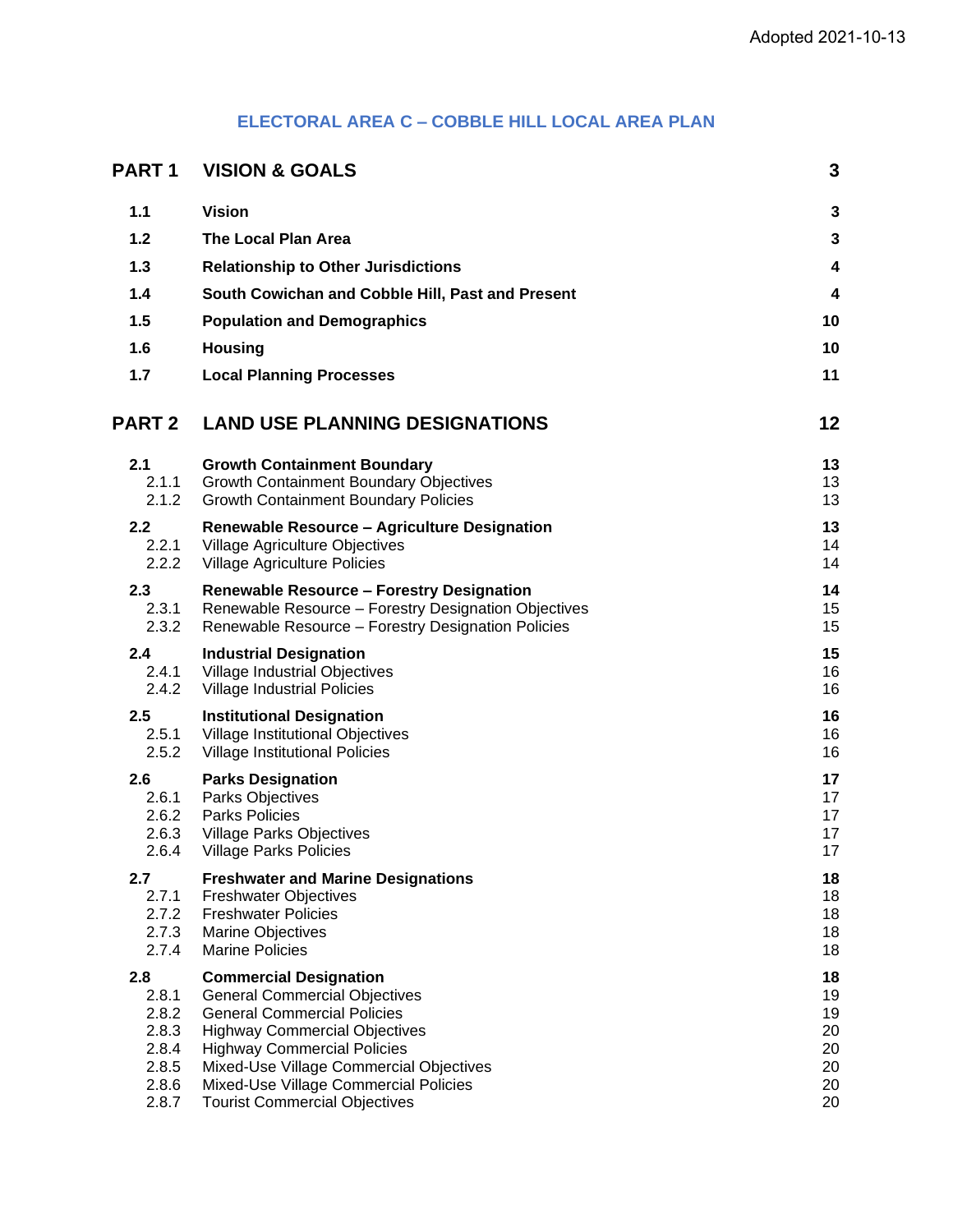Adopted 2021-10-13

# ELECTORAL AREA C – COBBLE HILL LOCAL AREA PLAN

| | | |
|---|---|---|
| **PART 1** | **VISION & GOALS** | **3** |
| **1.1** | **Vision** | **3** |
| **1.2** | **The Local Plan Area** | **3** |
| **1.3** | **Relationship to Other Jurisdictions** | **4** |
| **1.4** | **South Cowichan and Cobble Hill, Past and Present** | **4** |
| **1.5** | **Population and Demographics** | **10** |
| **1.6** | **Housing** | **10** |
| **1.7** | **Local Planning Processes** | **11** |
| **PART 2** | **LAND USE PLANNING DESIGNATIONS** | **12** |
| **2.1** | **Growth Containment Boundary** | **13** |
| 2.1.1 | Growth Containment Boundary Objectives | 13 |
| 2.1.2 | Growth Containment Boundary Policies | 13 |
| **2.2** | **Renewable Resource – Agriculture Designation** | **13** |
| 2.2.1 | Village Agriculture Objectives | 14 |
| 2.2.2 | Village Agriculture Policies | 14 |
| **2.3** | **Renewable Resource – Forestry Designation** | **14** |
| 2.3.1 | Renewable Resource – Forestry Designation Objectives | 15 |
| 2.3.2 | Renewable Resource – Forestry Designation Policies | 15 |
| **2.4** | **Industrial Designation** | **15** |
| 2.4.1 | Village Industrial Objectives | 16 |
| 2.4.2 | Village Industrial Policies | 16 |
| **2.5** | **Institutional Designation** | **16** |
| 2.5.1 | Village Institutional Objectives | 16 |
| 2.5.2 | Village Institutional Policies | 16 |
| **2.6** | **Parks Designation** | **17** |
| 2.6.1 | Parks Objectives | 17 |
| 2.6.2 | Parks Policies | 17 |
| 2.6.3 | Village Parks Objectives | 17 |
| 2.6.4 | Village Parks Policies | 17 |
| **2.7** | **Freshwater and Marine Designations** | **18** |
| 2.7.1 | Freshwater Objectives | 18 |
| 2.7.2 | Freshwater Policies | 18 |
| 2.7.3 | Marine Objectives | 18 |
| 2.7.4 | Marine Policies | 18 |
| **2.8** | **Commercial Designation** | **18** |
| 2.8.1 | General Commercial Objectives | 19 |
| 2.8.2 | General Commercial Policies | 19 |
| 2.8.3 | Highway Commercial Objectives | 20 |
| 2.8.4 | Highway Commercial Policies | 20 |
| 2.8.5 | Mixed-Use Village Commercial Objectives | 20 |
| 2.8.6 | Mixed-Use Village Commercial Policies | 20 |
| 2.8.7 | Tourist Commercial Objectives | 20 |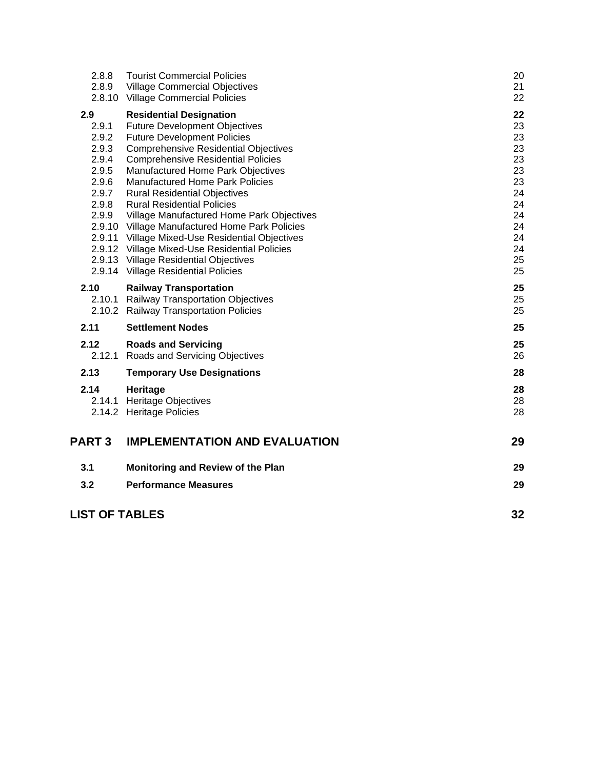| | | |
|---|---|---|
| 2.8.8 | Tourist Commercial Policies | 20 |
| 2.8.9 | Village Commercial Objectives | 21 |
| 2.8.10 | Village Commercial Policies | 22 |
| **2.9** | **Residential Designation** | **22** |
| 2.9.1 | Future Development Objectives | 23 |
| 2.9.2 | Future Development Policies | 23 |
| 2.9.3 | Comprehensive Residential Objectives | 23 |
| 2.9.4 | Comprehensive Residential Policies | 23 |
| 2.9.5 | Manufactured Home Park Objectives | 23 |
| 2.9.6 | Manufactured Home Park Policies | 23 |
| 2.9.7 | Rural Residential Objectives | 24 |
| 2.9.8 | Rural Residential Policies | 24 |
| 2.9.9 | Village Manufactured Home Park Objectives | 24 |
| 2.9.10 | Village Manufactured Home Park Policies | 24 |
| 2.9.11 | Village Mixed-Use Residential Objectives | 24 |
| 2.9.12 | Village Mixed-Use Residential Policies | 24 |
| 2.9.13 | Village Residential Objectives | 25 |
| 2.9.14 | Village Residential Policies | 25 |
| **2.10** | **Railway Transportation** | **25** |
| 2.10.1 | Railway Transportation Objectives | 25 |
| 2.10.2 | Railway Transportation Policies | 25 |
| **2.11** | **Settlement Nodes** | **25** |
| **2.12** | **Roads and Servicing** | **25** |
| 2.12.1 | Roads and Servicing Objectives | 26 |
| **2.13** | **Temporary Use Designations** | **28** |
| **2.14** | **Heritage** | **28** |
| 2.14.1 | Heritage Objectives | 28 |
| 2.14.2 | Heritage Policies | 28 |

## PART 3 IMPLEMENTATION AND EVALUATION — 29

| | | |
|---|---|---|
| **3.1** | **Monitoring and Review of the Plan** | **29** |
| **3.2** | **Performance Measures** | **29** |

## LIST OF TABLES — 32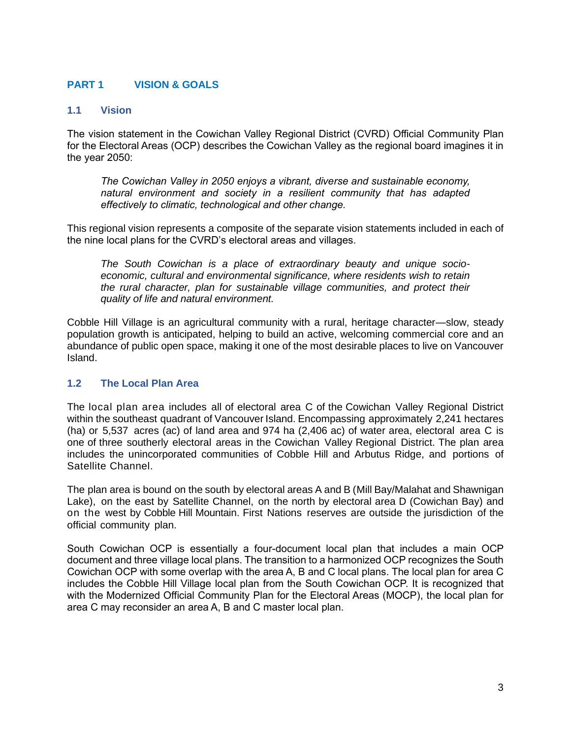## PART 1 VISION & GOALS

### 1.1 Vision

The vision statement in the Cowichan Valley Regional District (CVRD) Official Community Plan for the Electoral Areas (OCP) describes the Cowichan Valley as the regional board imagines it in the year 2050:

> *The Cowichan Valley in 2050 enjoys a vibrant, diverse and sustainable economy, natural environment and society in a resilient community that has adapted effectively to climatic, technological and other change.*

This regional vision represents a composite of the separate vision statements included in each of the nine local plans for the CVRD's electoral areas and villages.

> *The South Cowichan is a place of extraordinary beauty and unique socio-economic, cultural and environmental significance, where residents wish to retain the rural character, plan for sustainable village communities, and protect their quality of life and natural environment.*

Cobble Hill Village is an agricultural community with a rural, heritage character—slow, steady population growth is anticipated, helping to build an active, welcoming commercial core and an abundance of public open space, making it one of the most desirable places to live on Vancouver Island.

### 1.2 The Local Plan Area

The local plan area includes all of electoral area C of the Cowichan Valley Regional District within the southeast quadrant of Vancouver Island. Encompassing approximately 2,241 hectares (ha) or 5,537 acres (ac) of land area and 974 ha (2,406 ac) of water area, electoral area C is one of three southerly electoral areas in the Cowichan Valley Regional District. The plan area includes the unincorporated communities of Cobble Hill and Arbutus Ridge, and portions of Satellite Channel.

The plan area is bound on the south by electoral areas A and B (Mill Bay/Malahat and Shawnigan Lake), on the east by Satellite Channel, on the north by electoral area D (Cowichan Bay) and on the west by Cobble Hill Mountain. First Nations reserves are outside the jurisdiction of the official community plan.

South Cowichan OCP is essentially a four-document local plan that includes a main OCP document and three village local plans. The transition to a harmonized OCP recognizes the South Cowichan OCP with some overlap with the area A, B and C local plans. The local plan for area C includes the Cobble Hill Village local plan from the South Cowichan OCP. It is recognized that with the Modernized Official Community Plan for the Electoral Areas (MOCP), the local plan for area C may reconsider an area A, B and C master local plan.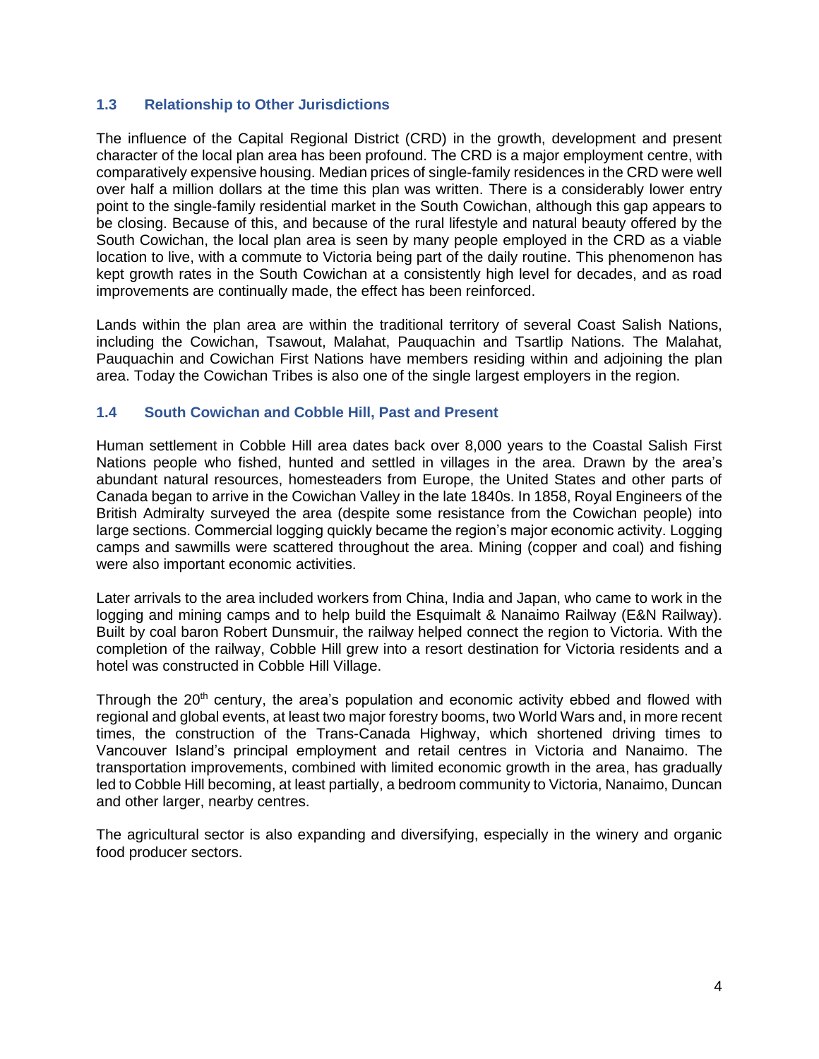## 1.3 Relationship to Other Jurisdictions

The influence of the Capital Regional District (CRD) in the growth, development and present character of the local plan area has been profound. The CRD is a major employment centre, with comparatively expensive housing. Median prices of single-family residences in the CRD were well over half a million dollars at the time this plan was written. There is a considerably lower entry point to the single-family residential market in the South Cowichan, although this gap appears to be closing. Because of this, and because of the rural lifestyle and natural beauty offered by the South Cowichan, the local plan area is seen by many people employed in the CRD as a viable location to live, with a commute to Victoria being part of the daily routine. This phenomenon has kept growth rates in the South Cowichan at a consistently high level for decades, and as road improvements are continually made, the effect has been reinforced.

Lands within the plan area are within the traditional territory of several Coast Salish Nations, including the Cowichan, Tsawout, Malahat, Pauquachin and Tsartlip Nations. The Malahat, Pauquachin and Cowichan First Nations have members residing within and adjoining the plan area. Today the Cowichan Tribes is also one of the single largest employers in the region.

## 1.4 South Cowichan and Cobble Hill, Past and Present

Human settlement in Cobble Hill area dates back over 8,000 years to the Coastal Salish First Nations people who fished, hunted and settled in villages in the area. Drawn by the area's abundant natural resources, homesteaders from Europe, the United States and other parts of Canada began to arrive in the Cowichan Valley in the late 1840s. In 1858, Royal Engineers of the British Admiralty surveyed the area (despite some resistance from the Cowichan people) into large sections. Commercial logging quickly became the region's major economic activity. Logging camps and sawmills were scattered throughout the area. Mining (copper and coal) and fishing were also important economic activities.

Later arrivals to the area included workers from China, India and Japan, who came to work in the logging and mining camps and to help build the Esquimalt & Nanaimo Railway (E&N Railway). Built by coal baron Robert Dunsmuir, the railway helped connect the region to Victoria. With the completion of the railway, Cobble Hill grew into a resort destination for Victoria residents and a hotel was constructed in Cobble Hill Village.

Through the 20th century, the area's population and economic activity ebbed and flowed with regional and global events, at least two major forestry booms, two World Wars and, in more recent times, the construction of the Trans-Canada Highway, which shortened driving times to Vancouver Island's principal employment and retail centres in Victoria and Nanaimo. The transportation improvements, combined with limited economic growth in the area, has gradually led to Cobble Hill becoming, at least partially, a bedroom community to Victoria, Nanaimo, Duncan and other larger, nearby centres.

The agricultural sector is also expanding and diversifying, especially in the winery and organic food producer sectors.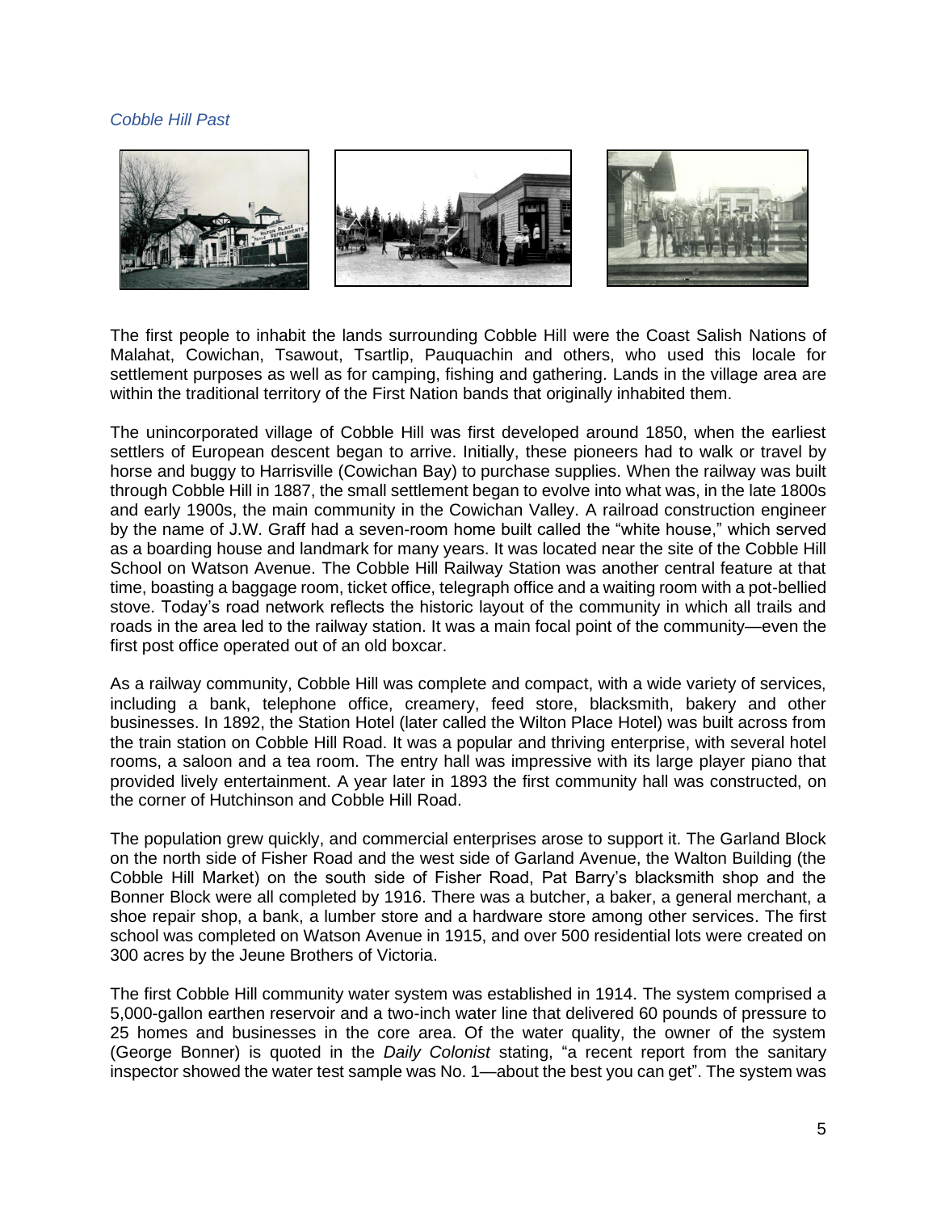### *Cobble Hill Past*

The first people to inhabit the lands surrounding Cobble Hill were the Coast Salish Nations of Malahat, Cowichan, Tsawout, Tsartlip, Pauquachin and others, who used this locale for settlement purposes as well as for camping, fishing and gathering. Lands in the village area are within the traditional territory of the First Nation bands that originally inhabited them.

The unincorporated village of Cobble Hill was first developed around 1850, when the earliest settlers of European descent began to arrive. Initially, these pioneers had to walk or travel by horse and buggy to Harrisville (Cowichan Bay) to purchase supplies. When the railway was built through Cobble Hill in 1887, the small settlement began to evolve into what was, in the late 1800s and early 1900s, the main community in the Cowichan Valley. A railroad construction engineer by the name of J.W. Graff had a seven-room home built called the "white house," which served as a boarding house and landmark for many years. It was located near the site of the Cobble Hill School on Watson Avenue. The Cobble Hill Railway Station was another central feature at that time, boasting a baggage room, ticket office, telegraph office and a waiting room with a pot-bellied stove. Today's road network reflects the historic layout of the community in which all trails and roads in the area led to the railway station. It was a main focal point of the community—even the first post office operated out of an old boxcar.

As a railway community, Cobble Hill was complete and compact, with a wide variety of services, including a bank, telephone office, creamery, feed store, blacksmith, bakery and other businesses. In 1892, the Station Hotel (later called the Wilton Place Hotel) was built across from the train station on Cobble Hill Road. It was a popular and thriving enterprise, with several hotel rooms, a saloon and a tea room. The entry hall was impressive with its large player piano that provided lively entertainment. A year later in 1893 the first community hall was constructed, on the corner of Hutchinson and Cobble Hill Road.

The population grew quickly, and commercial enterprises arose to support it. The Garland Block on the north side of Fisher Road and the west side of Garland Avenue, the Walton Building (the Cobble Hill Market) on the south side of Fisher Road, Pat Barry's blacksmith shop and the Bonner Block were all completed by 1916. There was a butcher, a baker, a general merchant, a shoe repair shop, a bank, a lumber store and a hardware store among other services. The first school was completed on Watson Avenue in 1915, and over 500 residential lots were created on 300 acres by the Jeune Brothers of Victoria.

The first Cobble Hill community water system was established in 1914. The system comprised a 5,000-gallon earthen reservoir and a two-inch water line that delivered 60 pounds of pressure to 25 homes and businesses in the core area. Of the water quality, the owner of the system (George Bonner) is quoted in the *Daily Colonist* stating, "a recent report from the sanitary inspector showed the water test sample was No. 1—about the best you can get". The system was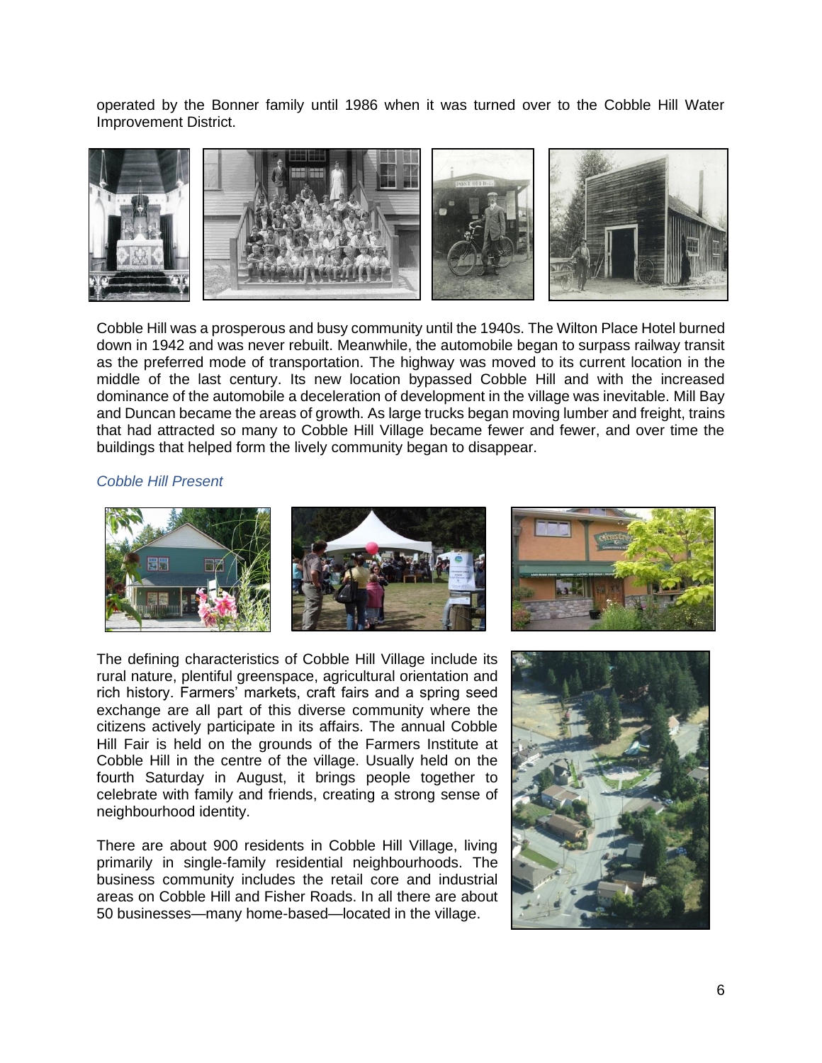operated by the Bonner family until 1986 when it was turned over to the Cobble Hill Water Improvement District.

Cobble Hill was a prosperous and busy community until the 1940s. The Wilton Place Hotel burned down in 1942 and was never rebuilt. Meanwhile, the automobile began to surpass railway transit as the preferred mode of transportation. The highway was moved to its current location in the middle of the last century. Its new location bypassed Cobble Hill and with the increased dominance of the automobile a deceleration of development in the village was inevitable. Mill Bay and Duncan became the areas of growth. As large trucks began moving lumber and freight, trains that had attracted so many to Cobble Hill Village became fewer and fewer, and over time the buildings that helped form the lively community began to disappear.

### *Cobble Hill Present*

The defining characteristics of Cobble Hill Village include its rural nature, plentiful greenspace, agricultural orientation and rich history. Farmers' markets, craft fairs and a spring seed exchange are all part of this diverse community where the citizens actively participate in its affairs. The annual Cobble Hill Fair is held on the grounds of the Farmers Institute at Cobble Hill in the centre of the village. Usually held on the fourth Saturday in August, it brings people together to celebrate with family and friends, creating a strong sense of neighbourhood identity.

There are about 900 residents in Cobble Hill Village, living primarily in single-family residential neighbourhoods. The business community includes the retail core and industrial areas on Cobble Hill and Fisher Roads. In all there are about 50 businesses—many home-based—located in the village.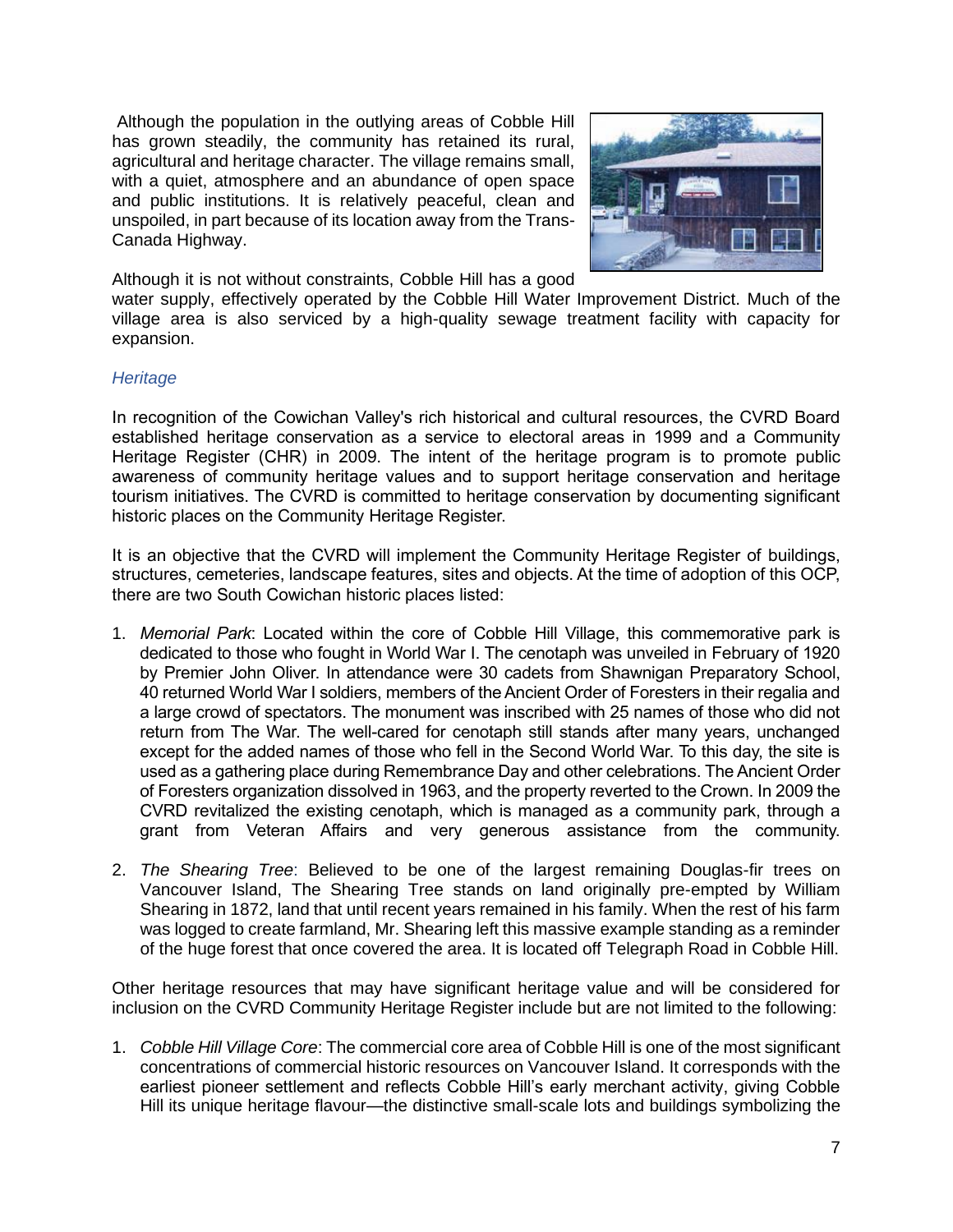Although the population in the outlying areas of Cobble Hill has grown steadily, the community has retained its rural, agricultural and heritage character. The village remains small, with a quiet, atmosphere and an abundance of open space and public institutions. It is relatively peaceful, clean and unspoiled, in part because of its location away from the Trans-Canada Highway.

Although it is not without constraints, Cobble Hill has a good water supply, effectively operated by the Cobble Hill Water Improvement District. Much of the village area is also serviced by a high-quality sewage treatment facility with capacity for expansion.

### *Heritage*

In recognition of the Cowichan Valley's rich historical and cultural resources, the CVRD Board established heritage conservation as a service to electoral areas in 1999 and a Community Heritage Register (CHR) in 2009. The intent of the heritage program is to promote public awareness of community heritage values and to support heritage conservation and heritage tourism initiatives. The CVRD is committed to heritage conservation by documenting significant historic places on the Community Heritage Register.

It is an objective that the CVRD will implement the Community Heritage Register of buildings, structures, cemeteries, landscape features, sites and objects. At the time of adoption of this OCP, there are two South Cowichan historic places listed:

1. *Memorial Park*: Located within the core of Cobble Hill Village, this commemorative park is dedicated to those who fought in World War I. The cenotaph was unveiled in February of 1920 by Premier John Oliver. In attendance were 30 cadets from Shawnigan Preparatory School, 40 returned World War I soldiers, members of the Ancient Order of Foresters in their regalia and a large crowd of spectators. The monument was inscribed with 25 names of those who did not return from The War. The well-cared for cenotaph still stands after many years, unchanged except for the added names of those who fell in the Second World War. To this day, the site is used as a gathering place during Remembrance Day and other celebrations. The Ancient Order of Foresters organization dissolved in 1963, and the property reverted to the Crown. In 2009 the CVRD revitalized the existing cenotaph, which is managed as a community park, through a grant from Veteran Affairs and very generous assistance from the community.

2. *The Shearing Tree*: Believed to be one of the largest remaining Douglas-fir trees on Vancouver Island, The Shearing Tree stands on land originally pre-empted by William Shearing in 1872, land that until recent years remained in his family. When the rest of his farm was logged to create farmland, Mr. Shearing left this massive example standing as a reminder of the huge forest that once covered the area. It is located off Telegraph Road in Cobble Hill.

Other heritage resources that may have significant heritage value and will be considered for inclusion on the CVRD Community Heritage Register include but are not limited to the following:

1. *Cobble Hill Village Core*: The commercial core area of Cobble Hill is one of the most significant concentrations of commercial historic resources on Vancouver Island. It corresponds with the earliest pioneer settlement and reflects Cobble Hill's early merchant activity, giving Cobble Hill its unique heritage flavour—the distinctive small-scale lots and buildings symbolizing the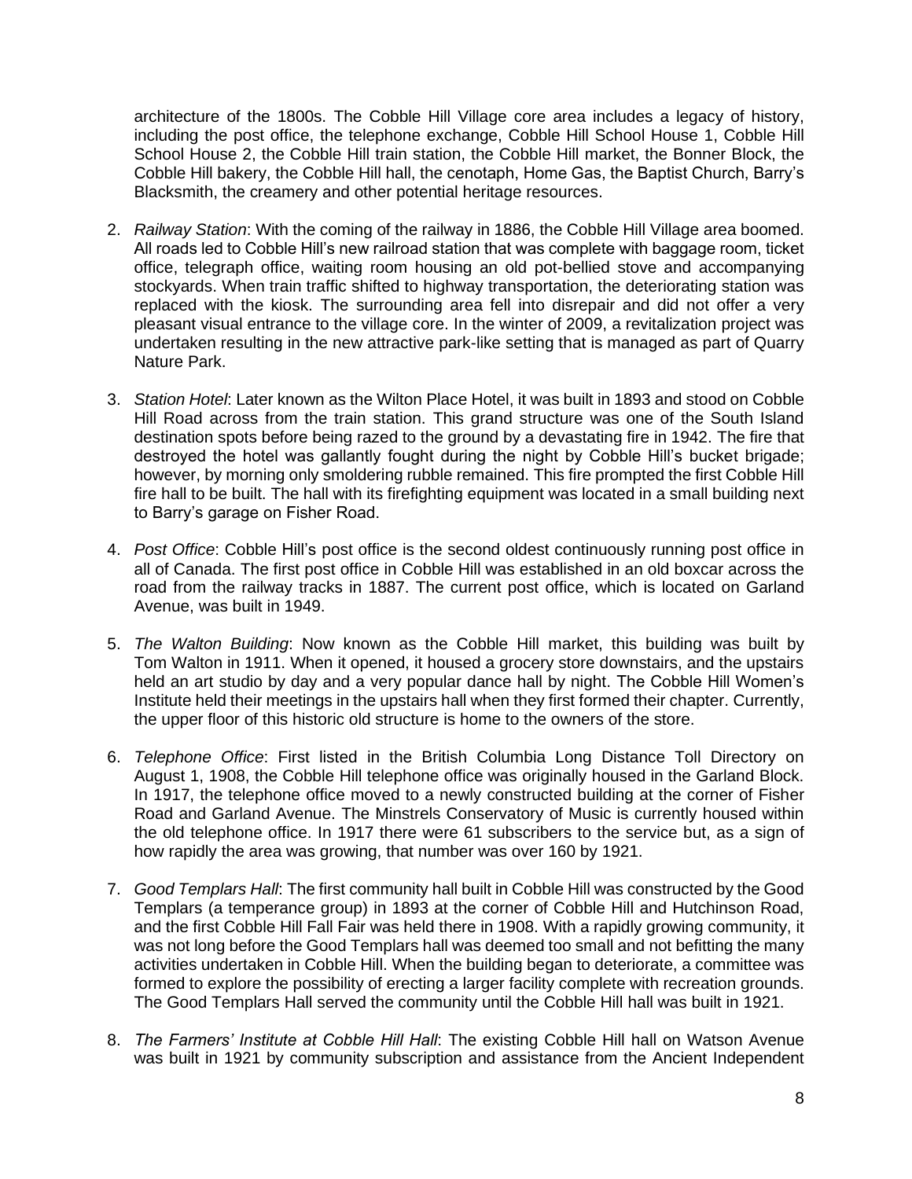architecture of the 1800s. The Cobble Hill Village core area includes a legacy of history, including the post office, the telephone exchange, Cobble Hill School House 1, Cobble Hill School House 2, the Cobble Hill train station, the Cobble Hill market, the Bonner Block, the Cobble Hill bakery, the Cobble Hill hall, the cenotaph, Home Gas, the Baptist Church, Barry's Blacksmith, the creamery and other potential heritage resources.

2. *Railway Station*: With the coming of the railway in 1886, the Cobble Hill Village area boomed. All roads led to Cobble Hill's new railroad station that was complete with baggage room, ticket office, telegraph office, waiting room housing an old pot-bellied stove and accompanying stockyards. When train traffic shifted to highway transportation, the deteriorating station was replaced with the kiosk. The surrounding area fell into disrepair and did not offer a very pleasant visual entrance to the village core. In the winter of 2009, a revitalization project was undertaken resulting in the new attractive park-like setting that is managed as part of Quarry Nature Park.

3. *Station Hotel*: Later known as the Wilton Place Hotel, it was built in 1893 and stood on Cobble Hill Road across from the train station. This grand structure was one of the South Island destination spots before being razed to the ground by a devastating fire in 1942. The fire that destroyed the hotel was gallantly fought during the night by Cobble Hill's bucket brigade; however, by morning only smoldering rubble remained. This fire prompted the first Cobble Hill fire hall to be built. The hall with its firefighting equipment was located in a small building next to Barry's garage on Fisher Road.

4. *Post Office*: Cobble Hill's post office is the second oldest continuously running post office in all of Canada. The first post office in Cobble Hill was established in an old boxcar across the road from the railway tracks in 1887. The current post office, which is located on Garland Avenue, was built in 1949.

5. *The Walton Building*: Now known as the Cobble Hill market, this building was built by Tom Walton in 1911. When it opened, it housed a grocery store downstairs, and the upstairs held an art studio by day and a very popular dance hall by night. The Cobble Hill Women's Institute held their meetings in the upstairs hall when they first formed their chapter. Currently, the upper floor of this historic old structure is home to the owners of the store.

6. *Telephone Office*: First listed in the British Columbia Long Distance Toll Directory on August 1, 1908, the Cobble Hill telephone office was originally housed in the Garland Block. In 1917, the telephone office moved to a newly constructed building at the corner of Fisher Road and Garland Avenue. The Minstrels Conservatory of Music is currently housed within the old telephone office. In 1917 there were 61 subscribers to the service but, as a sign of how rapidly the area was growing, that number was over 160 by 1921.

7. *Good Templars Hall*: The first community hall built in Cobble Hill was constructed by the Good Templars (a temperance group) in 1893 at the corner of Cobble Hill and Hutchinson Road, and the first Cobble Hill Fall Fair was held there in 1908. With a rapidly growing community, it was not long before the Good Templars hall was deemed too small and not befitting the many activities undertaken in Cobble Hill. When the building began to deteriorate, a committee was formed to explore the possibility of erecting a larger facility complete with recreation grounds. The Good Templars Hall served the community until the Cobble Hill hall was built in 1921.

8. *The Farmers' Institute at Cobble Hill Hall*: The existing Cobble Hill hall on Watson Avenue was built in 1921 by community subscription and assistance from the Ancient Independent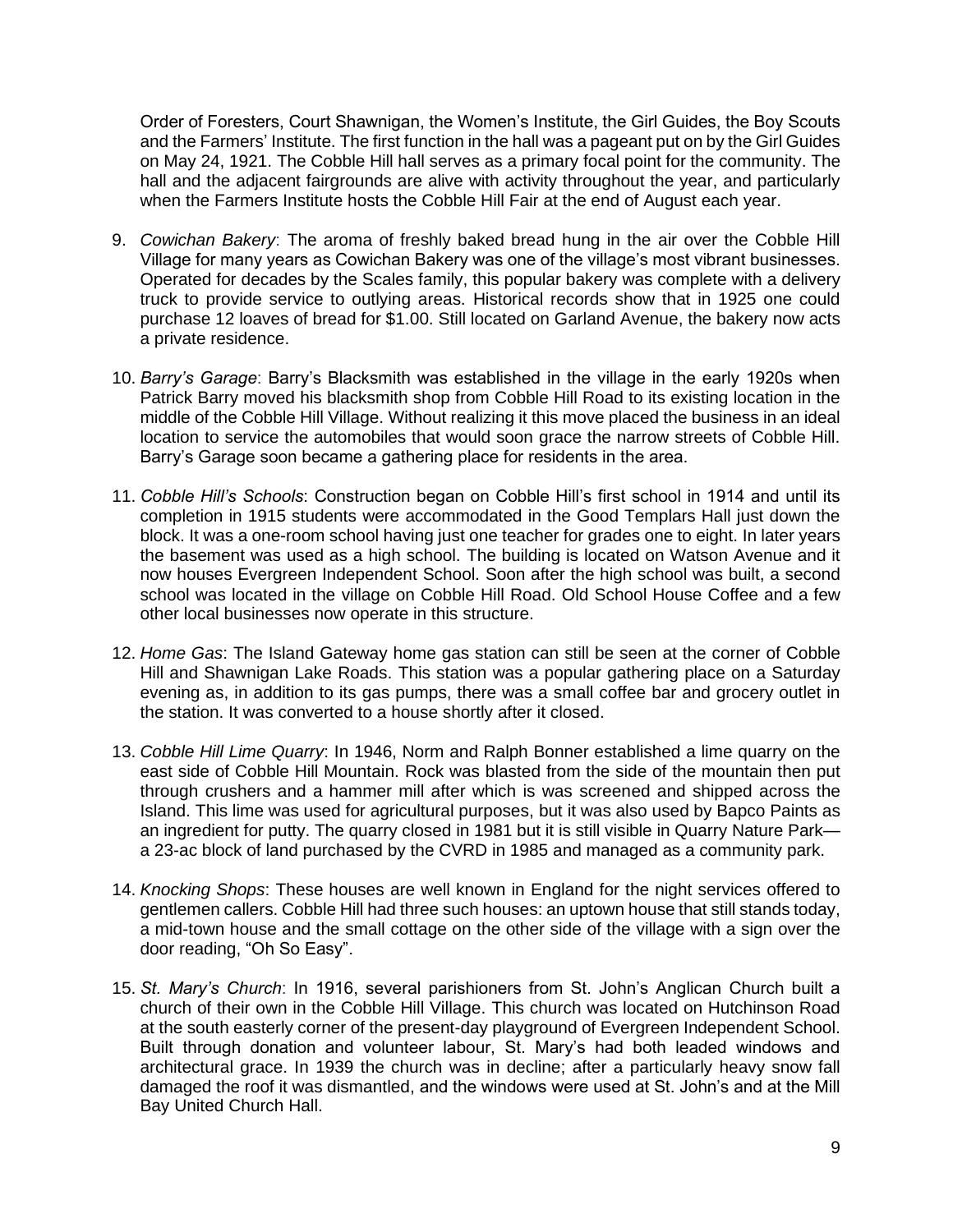Order of Foresters, Court Shawnigan, the Women's Institute, the Girl Guides, the Boy Scouts and the Farmers' Institute. The first function in the hall was a pageant put on by the Girl Guides on May 24, 1921. The Cobble Hill hall serves as a primary focal point for the community. The hall and the adjacent fairgrounds are alive with activity throughout the year, and particularly when the Farmers Institute hosts the Cobble Hill Fair at the end of August each year.

9. *Cowichan Bakery*: The aroma of freshly baked bread hung in the air over the Cobble Hill Village for many years as Cowichan Bakery was one of the village's most vibrant businesses. Operated for decades by the Scales family, this popular bakery was complete with a delivery truck to provide service to outlying areas. Historical records show that in 1925 one could purchase 12 loaves of bread for $1.00. Still located on Garland Avenue, the bakery now acts a private residence.

10. *Barry's Garage*: Barry's Blacksmith was established in the village in the early 1920s when Patrick Barry moved his blacksmith shop from Cobble Hill Road to its existing location in the middle of the Cobble Hill Village. Without realizing it this move placed the business in an ideal location to service the automobiles that would soon grace the narrow streets of Cobble Hill. Barry's Garage soon became a gathering place for residents in the area.

11. *Cobble Hill's Schools*: Construction began on Cobble Hill's first school in 1914 and until its completion in 1915 students were accommodated in the Good Templars Hall just down the block. It was a one-room school having just one teacher for grades one to eight. In later years the basement was used as a high school. The building is located on Watson Avenue and it now houses Evergreen Independent School. Soon after the high school was built, a second school was located in the village on Cobble Hill Road. Old School House Coffee and a few other local businesses now operate in this structure.

12. *Home Gas*: The Island Gateway home gas station can still be seen at the corner of Cobble Hill and Shawnigan Lake Roads. This station was a popular gathering place on a Saturday evening as, in addition to its gas pumps, there was a small coffee bar and grocery outlet in the station. It was converted to a house shortly after it closed.

13. *Cobble Hill Lime Quarry*: In 1946, Norm and Ralph Bonner established a lime quarry on the east side of Cobble Hill Mountain. Rock was blasted from the side of the mountain then put through crushers and a hammer mill after which is was screened and shipped across the Island. This lime was used for agricultural purposes, but it was also used by Bapco Paints as an ingredient for putty. The quarry closed in 1981 but it is still visible in Quarry Nature Park—a 23-ac block of land purchased by the CVRD in 1985 and managed as a community park.

14. *Knocking Shops*: These houses are well known in England for the night services offered to gentlemen callers. Cobble Hill had three such houses: an uptown house that still stands today, a mid-town house and the small cottage on the other side of the village with a sign over the door reading, "Oh So Easy".

15. *St. Mary's Church*: In 1916, several parishioners from St. John's Anglican Church built a church of their own in the Cobble Hill Village. This church was located on Hutchinson Road at the south easterly corner of the present-day playground of Evergreen Independent School. Built through donation and volunteer labour, St. Mary's had both leaded windows and architectural grace. In 1939 the church was in decline; after a particularly heavy snow fall damaged the roof it was dismantled, and the windows were used at St. John's and at the Mill Bay United Church Hall.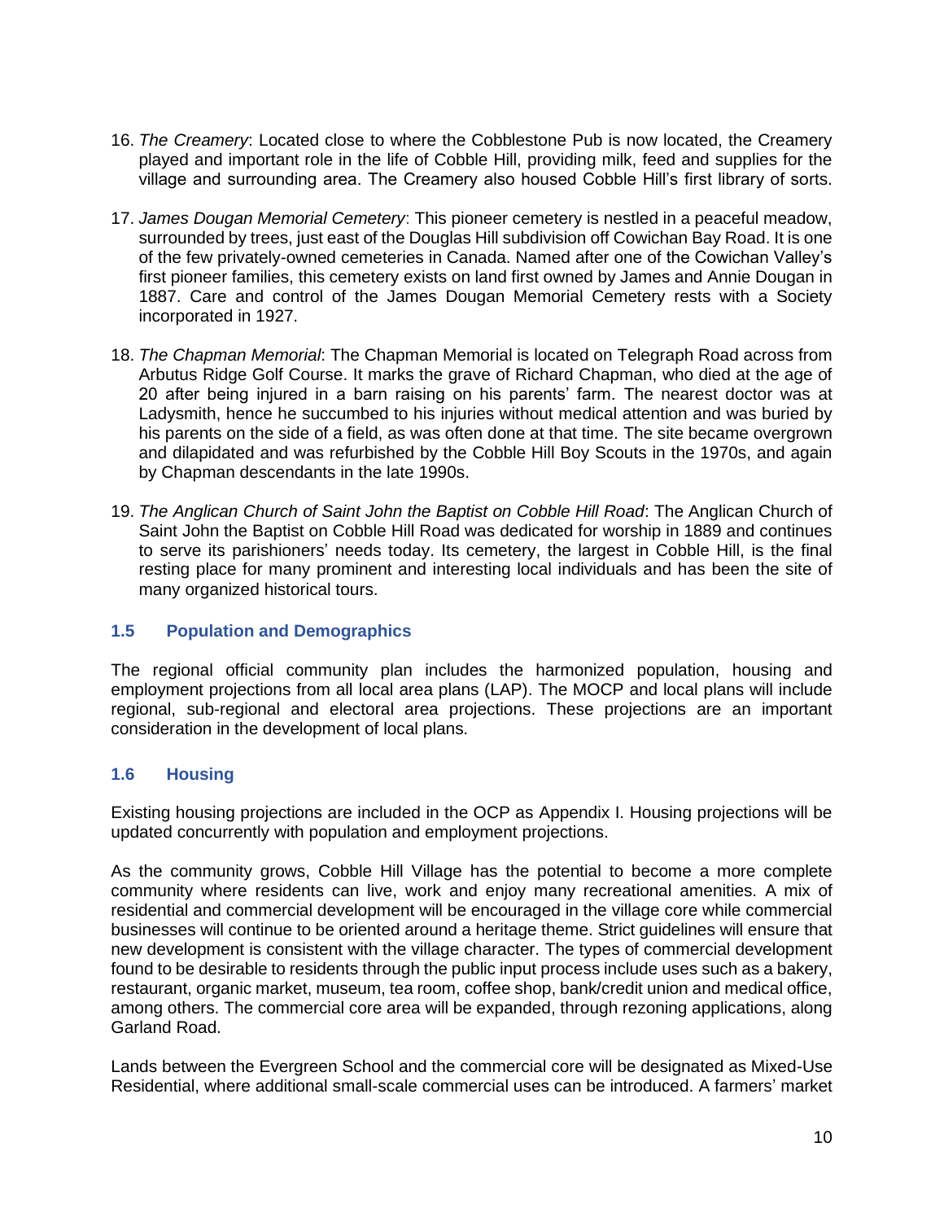16. *The Creamery*: Located close to where the Cobblestone Pub is now located, the Creamery played and important role in the life of Cobble Hill, providing milk, feed and supplies for the village and surrounding area. The Creamery also housed Cobble Hill's first library of sorts.

17. *James Dougan Memorial Cemetery*: This pioneer cemetery is nestled in a peaceful meadow, surrounded by trees, just east of the Douglas Hill subdivision off Cowichan Bay Road. It is one of the few privately-owned cemeteries in Canada. Named after one of the Cowichan Valley's first pioneer families, this cemetery exists on land first owned by James and Annie Dougan in 1887. Care and control of the James Dougan Memorial Cemetery rests with a Society incorporated in 1927.

18. *The Chapman Memorial*: The Chapman Memorial is located on Telegraph Road across from Arbutus Ridge Golf Course. It marks the grave of Richard Chapman, who died at the age of 20 after being injured in a barn raising on his parents' farm. The nearest doctor was at Ladysmith, hence he succumbed to his injuries without medical attention and was buried by his parents on the side of a field, as was often done at that time. The site became overgrown and dilapidated and was refurbished by the Cobble Hill Boy Scouts in the 1970s, and again by Chapman descendants in the late 1990s.

19. *The Anglican Church of Saint John the Baptist on Cobble Hill Road*: The Anglican Church of Saint John the Baptist on Cobble Hill Road was dedicated for worship in 1889 and continues to serve its parishioners' needs today. Its cemetery, the largest in Cobble Hill, is the final resting place for many prominent and interesting local individuals and has been the site of many organized historical tours.

### 1.5 Population and Demographics

The regional official community plan includes the harmonized population, housing and employment projections from all local area plans (LAP). The MOCP and local plans will include regional, sub-regional and electoral area projections. These projections are an important consideration in the development of local plans.

### 1.6 Housing

Existing housing projections are included in the OCP as Appendix I. Housing projections will be updated concurrently with population and employment projections.

As the community grows, Cobble Hill Village has the potential to become a more complete community where residents can live, work and enjoy many recreational amenities. A mix of residential and commercial development will be encouraged in the village core while commercial businesses will continue to be oriented around a heritage theme. Strict guidelines will ensure that new development is consistent with the village character. The types of commercial development found to be desirable to residents through the public input process include uses such as a bakery, restaurant, organic market, museum, tea room, coffee shop, bank/credit union and medical office, among others. The commercial core area will be expanded, through rezoning applications, along Garland Road.

Lands between the Evergreen School and the commercial core will be designated as Mixed-Use Residential, where additional small-scale commercial uses can be introduced. A farmers' market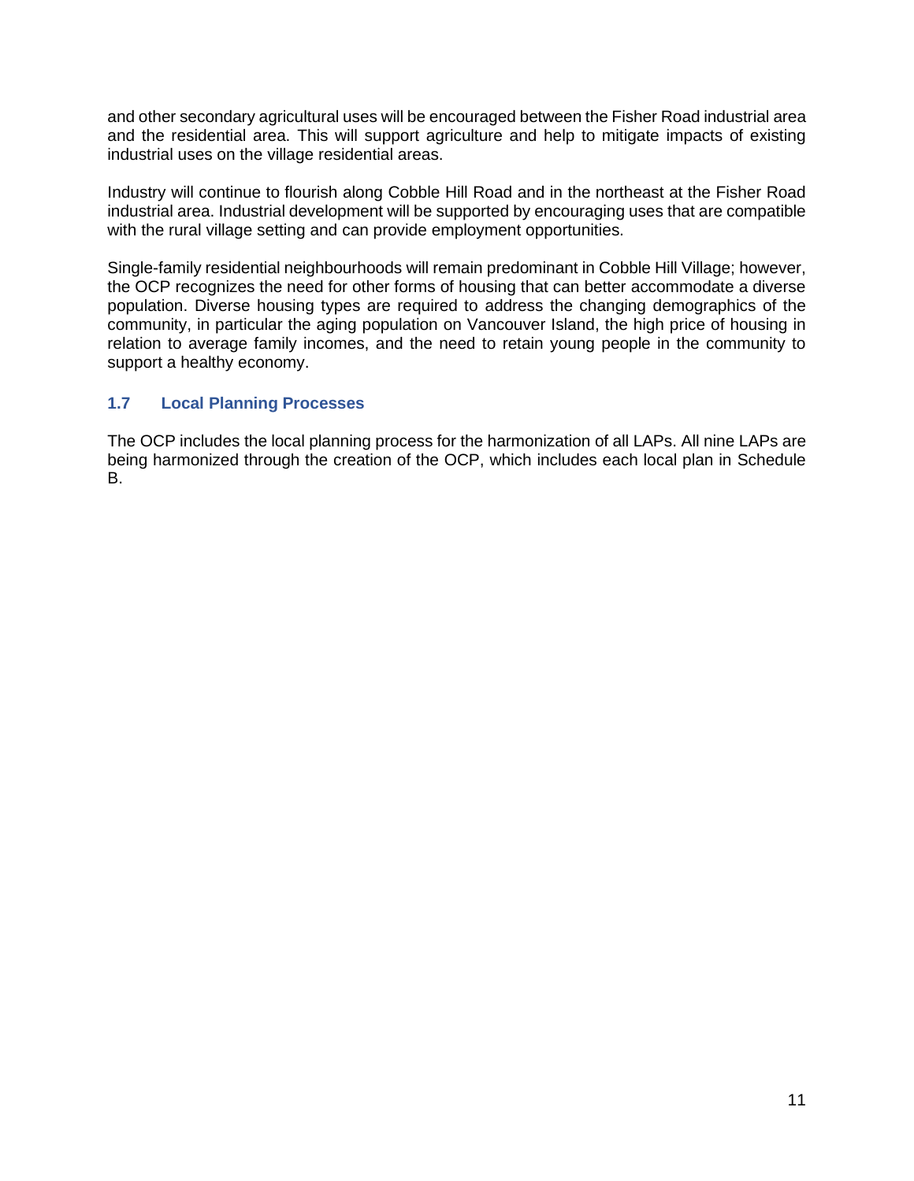and other secondary agricultural uses will be encouraged between the Fisher Road industrial area and the residential area. This will support agriculture and help to mitigate impacts of existing industrial uses on the village residential areas.

Industry will continue to flourish along Cobble Hill Road and in the northeast at the Fisher Road industrial area. Industrial development will be supported by encouraging uses that are compatible with the rural village setting and can provide employment opportunities.

Single-family residential neighbourhoods will remain predominant in Cobble Hill Village; however, the OCP recognizes the need for other forms of housing that can better accommodate a diverse population. Diverse housing types are required to address the changing demographics of the community, in particular the aging population on Vancouver Island, the high price of housing in relation to average family incomes, and the need to retain young people in the community to support a healthy economy.

### 1.7 Local Planning Processes

The OCP includes the local planning process for the harmonization of all LAPs. All nine LAPs are being harmonized through the creation of the OCP, which includes each local plan in Schedule B.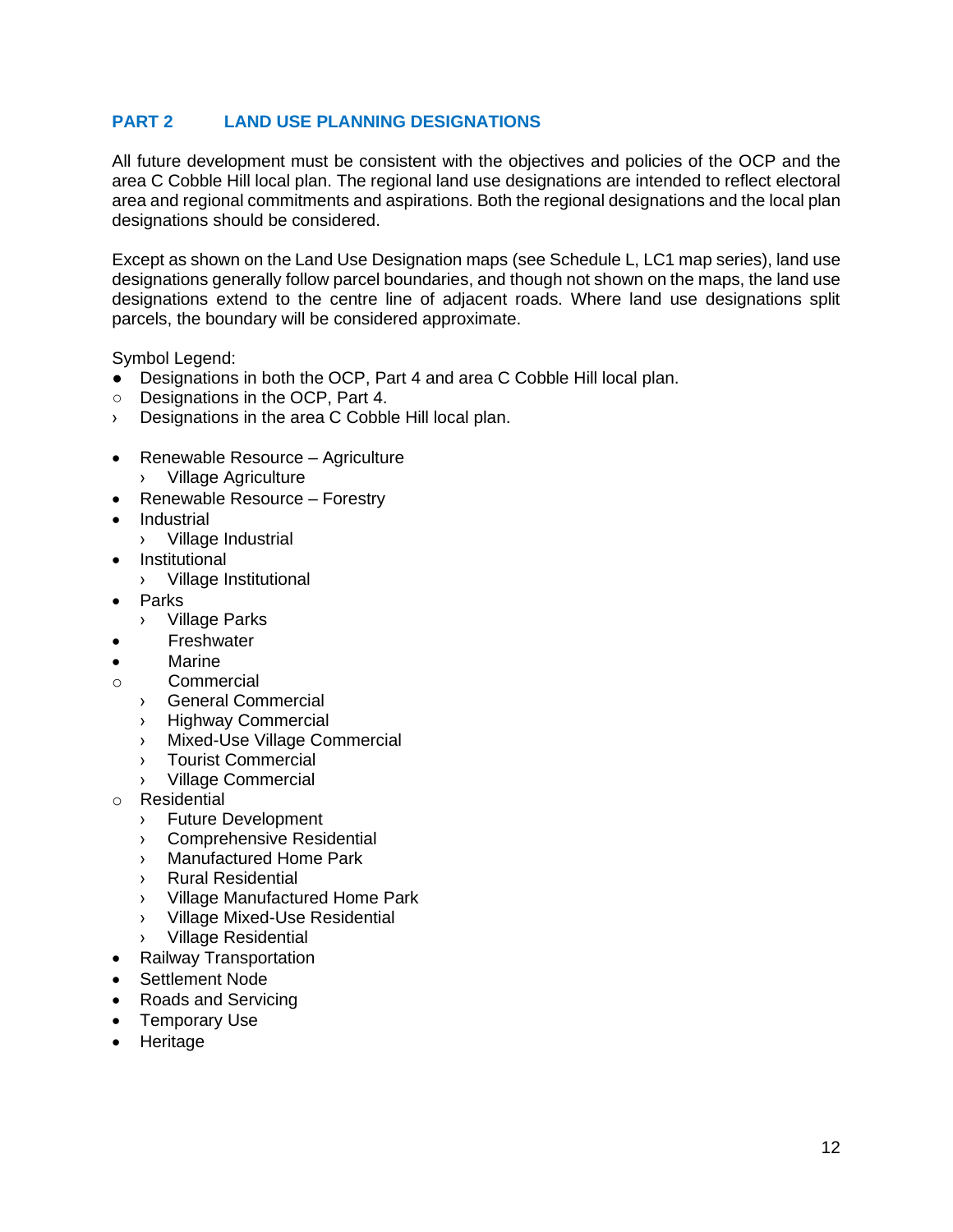## PART 2 LAND USE PLANNING DESIGNATIONS

All future development must be consistent with the objectives and policies of the OCP and the area C Cobble Hill local plan. The regional land use designations are intended to reflect electoral area and regional commitments and aspirations. Both the regional designations and the local plan designations should be considered.

Except as shown on the Land Use Designation maps (see Schedule L, LC1 map series), land use designations generally follow parcel boundaries, and though not shown on the maps, the land use designations extend to the centre line of adjacent roads. Where land use designations split parcels, the boundary will be considered approximate.

Symbol Legend:

- ● Designations in both the OCP, Part 4 and area C Cobble Hill local plan.
- ○ Designations in the OCP, Part 4.
- › Designations in the area C Cobble Hill local plan.

- ● Renewable Resource – Agriculture
  - › Village Agriculture
- ● Renewable Resource – Forestry
- ● Industrial
  - › Village Industrial
- ● Institutional
  - › Village Institutional
- ● Parks
  - › Village Parks
- ● Freshwater
- ● Marine
- ○ Commercial
  - › General Commercial
  - › Highway Commercial
  - › Mixed-Use Village Commercial
  - › Tourist Commercial
  - › Village Commercial
- ○ Residential
  - › Future Development
  - › Comprehensive Residential
  - › Manufactured Home Park
  - › Rural Residential
  - › Village Manufactured Home Park
  - › Village Mixed-Use Residential
  - › Village Residential
- ● Railway Transportation
- ● Settlement Node
- ● Roads and Servicing
- ● Temporary Use
- ● Heritage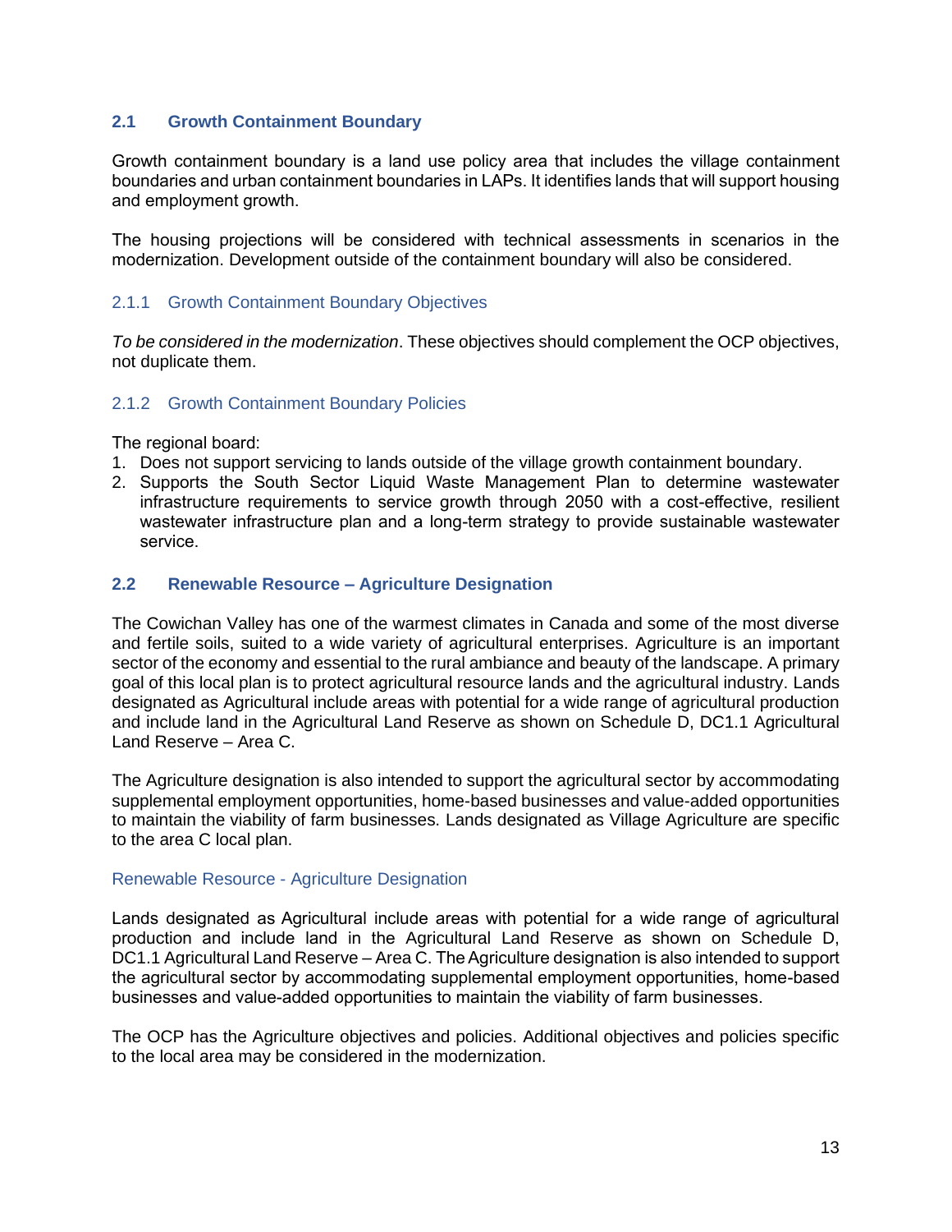## 2.1 Growth Containment Boundary

Growth containment boundary is a land use policy area that includes the village containment boundaries and urban containment boundaries in LAPs. It identifies lands that will support housing and employment growth.

The housing projections will be considered with technical assessments in scenarios in the modernization. Development outside of the containment boundary will also be considered.

### 2.1.1 Growth Containment Boundary Objectives

*To be considered in the modernization*. These objectives should complement the OCP objectives, not duplicate them.

### 2.1.2 Growth Containment Boundary Policies

The regional board:

1. Does not support servicing to lands outside of the village growth containment boundary.
2. Supports the South Sector Liquid Waste Management Plan to determine wastewater infrastructure requirements to service growth through 2050 with a cost-effective, resilient wastewater infrastructure plan and a long-term strategy to provide sustainable wastewater service.

## 2.2 Renewable Resource – Agriculture Designation

The Cowichan Valley has one of the warmest climates in Canada and some of the most diverse and fertile soils, suited to a wide variety of agricultural enterprises. Agriculture is an important sector of the economy and essential to the rural ambiance and beauty of the landscape. A primary goal of this local plan is to protect agricultural resource lands and the agricultural industry. Lands designated as Agricultural include areas with potential for a wide range of agricultural production and include land in the Agricultural Land Reserve as shown on Schedule D, DC1.1 Agricultural Land Reserve – Area C.

The Agriculture designation is also intended to support the agricultural sector by accommodating supplemental employment opportunities, home-based businesses and value-added opportunities to maintain the viability of farm businesses. Lands designated as Village Agriculture are specific to the area C local plan.

### Renewable Resource - Agriculture Designation

Lands designated as Agricultural include areas with potential for a wide range of agricultural production and include land in the Agricultural Land Reserve as shown on Schedule D, DC1.1 Agricultural Land Reserve – Area C. The Agriculture designation is also intended to support the agricultural sector by accommodating supplemental employment opportunities, home-based businesses and value-added opportunities to maintain the viability of farm businesses.

The OCP has the Agriculture objectives and policies. Additional objectives and policies specific to the local area may be considered in the modernization.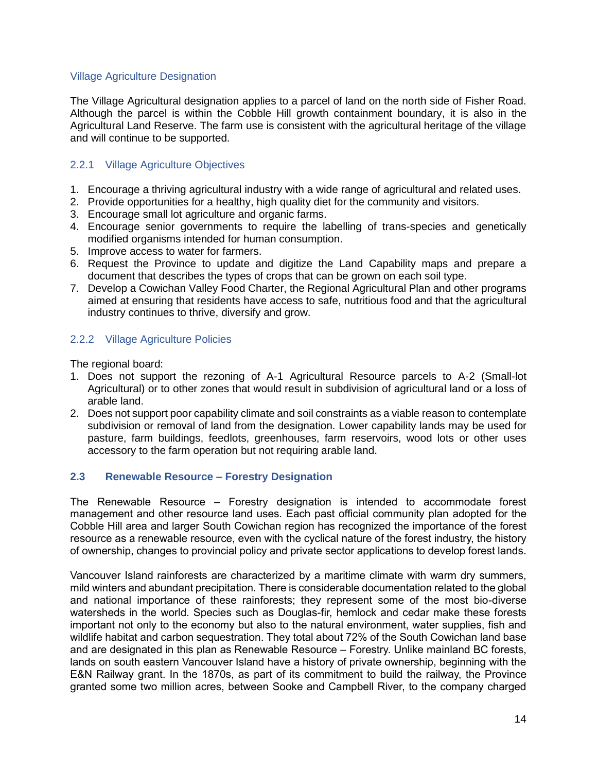### Village Agriculture Designation

The Village Agricultural designation applies to a parcel of land on the north side of Fisher Road. Although the parcel is within the Cobble Hill growth containment boundary, it is also in the Agricultural Land Reserve. The farm use is consistent with the agricultural heritage of the village and will continue to be supported.

#### 2.2.1 Village Agriculture Objectives

1. Encourage a thriving agricultural industry with a wide range of agricultural and related uses.
2. Provide opportunities for a healthy, high quality diet for the community and visitors.
3. Encourage small lot agriculture and organic farms.
4. Encourage senior governments to require the labelling of trans-species and genetically modified organisms intended for human consumption.
5. Improve access to water for farmers.
6. Request the Province to update and digitize the Land Capability maps and prepare a document that describes the types of crops that can be grown on each soil type.
7. Develop a Cowichan Valley Food Charter, the Regional Agricultural Plan and other programs aimed at ensuring that residents have access to safe, nutritious food and that the agricultural industry continues to thrive, diversify and grow.

#### 2.2.2 Village Agriculture Policies

The regional board:

1. Does not support the rezoning of A-1 Agricultural Resource parcels to A-2 (Small-lot Agricultural) or to other zones that would result in subdivision of agricultural land or a loss of arable land.
2. Does not support poor capability climate and soil constraints as a viable reason to contemplate subdivision or removal of land from the designation. Lower capability lands may be used for pasture, farm buildings, feedlots, greenhouses, farm reservoirs, wood lots or other uses accessory to the farm operation but not requiring arable land.

## 2.3 Renewable Resource – Forestry Designation

The Renewable Resource – Forestry designation is intended to accommodate forest management and other resource land uses. Each past official community plan adopted for the Cobble Hill area and larger South Cowichan region has recognized the importance of the forest resource as a renewable resource, even with the cyclical nature of the forest industry, the history of ownership, changes to provincial policy and private sector applications to develop forest lands.

Vancouver Island rainforests are characterized by a maritime climate with warm dry summers, mild winters and abundant precipitation. There is considerable documentation related to the global and national importance of these rainforests; they represent some of the most bio-diverse watersheds in the world. Species such as Douglas-fir, hemlock and cedar make these forests important not only to the economy but also to the natural environment, water supplies, fish and wildlife habitat and carbon sequestration. They total about 72% of the South Cowichan land base and are designated in this plan as Renewable Resource – Forestry. Unlike mainland BC forests, lands on south eastern Vancouver Island have a history of private ownership, beginning with the E&N Railway grant. In the 1870s, as part of its commitment to build the railway, the Province granted some two million acres, between Sooke and Campbell River, to the company charged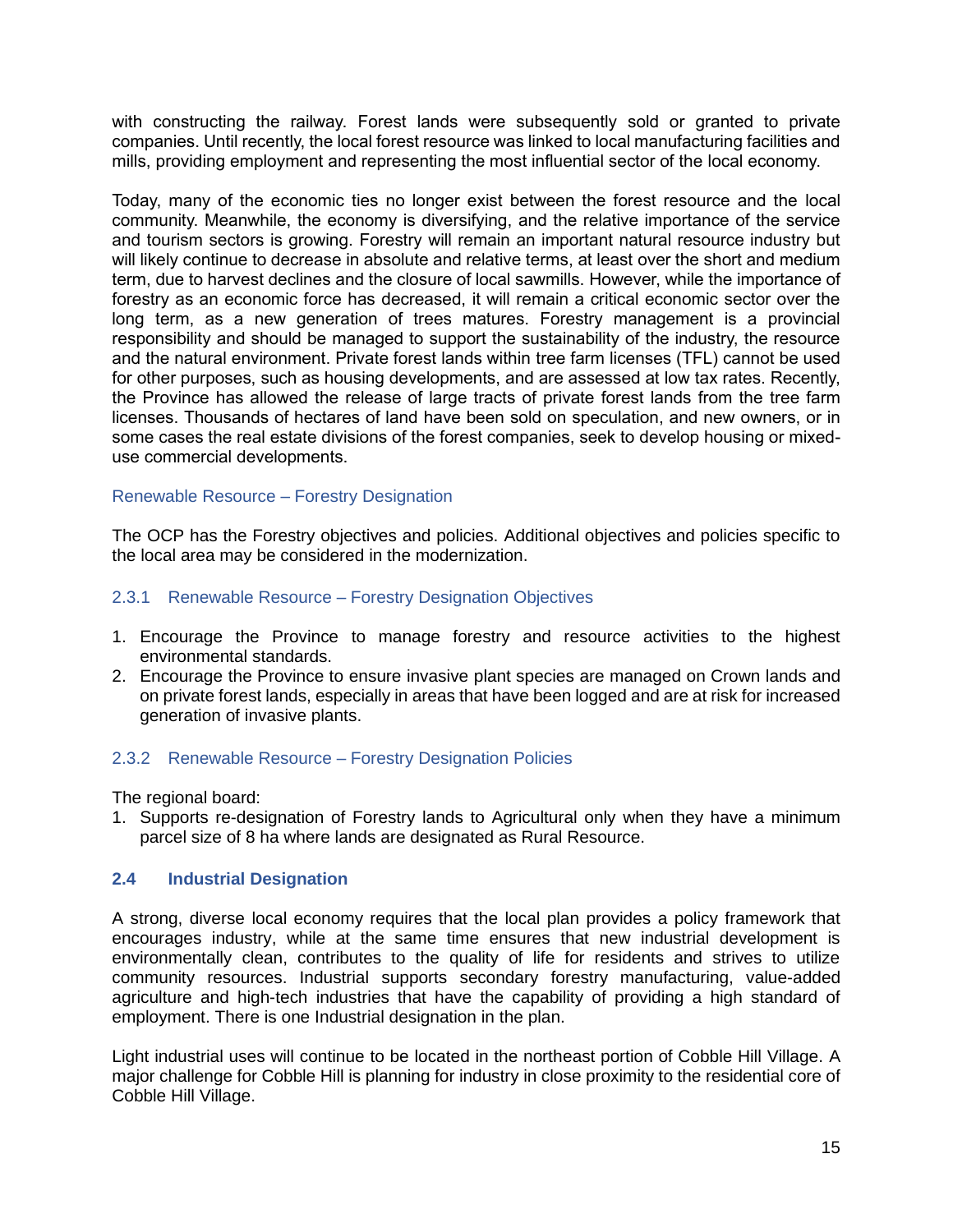with constructing the railway. Forest lands were subsequently sold or granted to private companies. Until recently, the local forest resource was linked to local manufacturing facilities and mills, providing employment and representing the most influential sector of the local economy.

Today, many of the economic ties no longer exist between the forest resource and the local community. Meanwhile, the economy is diversifying, and the relative importance of the service and tourism sectors is growing. Forestry will remain an important natural resource industry but will likely continue to decrease in absolute and relative terms, at least over the short and medium term, due to harvest declines and the closure of local sawmills. However, while the importance of forestry as an economic force has decreased, it will remain a critical economic sector over the long term, as a new generation of trees matures. Forestry management is a provincial responsibility and should be managed to support the sustainability of the industry, the resource and the natural environment. Private forest lands within tree farm licenses (TFL) cannot be used for other purposes, such as housing developments, and are assessed at low tax rates. Recently, the Province has allowed the release of large tracts of private forest lands from the tree farm licenses. Thousands of hectares of land have been sold on speculation, and new owners, or in some cases the real estate divisions of the forest companies, seek to develop housing or mixed-use commercial developments.

#### Renewable Resource – Forestry Designation

The OCP has the Forestry objectives and policies. Additional objectives and policies specific to the local area may be considered in the modernization.

#### 2.3.1 Renewable Resource – Forestry Designation Objectives

1. Encourage the Province to manage forestry and resource activities to the highest environmental standards.
2. Encourage the Province to ensure invasive plant species are managed on Crown lands and on private forest lands, especially in areas that have been logged and are at risk for increased generation of invasive plants.

#### 2.3.2 Renewable Resource – Forestry Designation Policies

The regional board:

1. Supports re-designation of Forestry lands to Agricultural only when they have a minimum parcel size of 8 ha where lands are designated as Rural Resource.

### 2.4 Industrial Designation

A strong, diverse local economy requires that the local plan provides a policy framework that encourages industry, while at the same time ensures that new industrial development is environmentally clean, contributes to the quality of life for residents and strives to utilize community resources. Industrial supports secondary forestry manufacturing, value-added agriculture and high-tech industries that have the capability of providing a high standard of employment. There is one Industrial designation in the plan.

Light industrial uses will continue to be located in the northeast portion of Cobble Hill Village. A major challenge for Cobble Hill is planning for industry in close proximity to the residential core of Cobble Hill Village.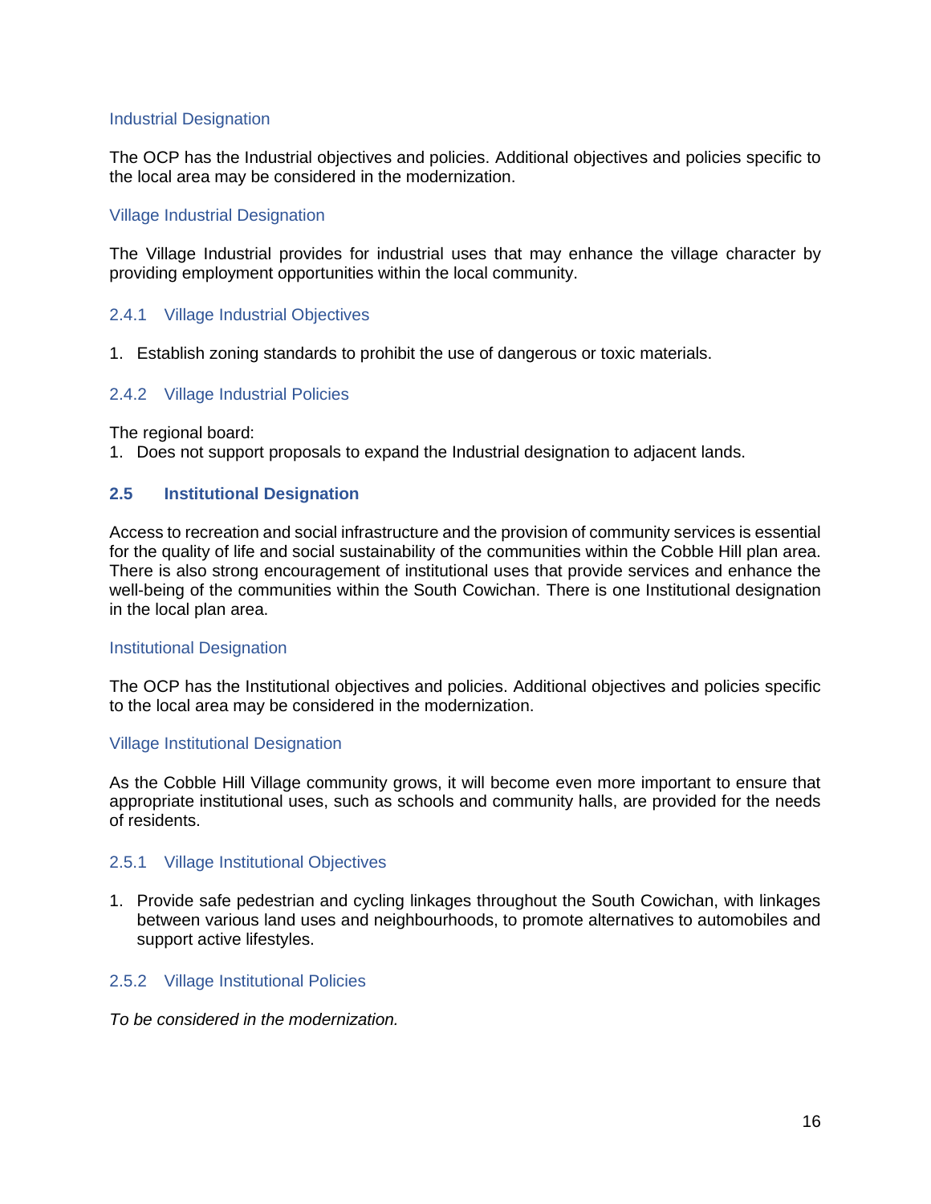### Industrial Designation

The OCP has the Industrial objectives and policies. Additional objectives and policies specific to the local area may be considered in the modernization.

### Village Industrial Designation

The Village Industrial provides for industrial uses that may enhance the village character by providing employment opportunities within the local community.

### 2.4.1 Village Industrial Objectives

1. Establish zoning standards to prohibit the use of dangerous or toxic materials.

### 2.4.2 Village Industrial Policies

The regional board:

1. Does not support proposals to expand the Industrial designation to adjacent lands.

## 2.5 Institutional Designation

Access to recreation and social infrastructure and the provision of community services is essential for the quality of life and social sustainability of the communities within the Cobble Hill plan area. There is also strong encouragement of institutional uses that provide services and enhance the well-being of the communities within the South Cowichan. There is one Institutional designation in the local plan area.

### Institutional Designation

The OCP has the Institutional objectives and policies. Additional objectives and policies specific to the local area may be considered in the modernization.

### Village Institutional Designation

As the Cobble Hill Village community grows, it will become even more important to ensure that appropriate institutional uses, such as schools and community halls, are provided for the needs of residents.

### 2.5.1 Village Institutional Objectives

1. Provide safe pedestrian and cycling linkages throughout the South Cowichan, with linkages between various land uses and neighbourhoods, to promote alternatives to automobiles and support active lifestyles.

### 2.5.2 Village Institutional Policies

*To be considered in the modernization.*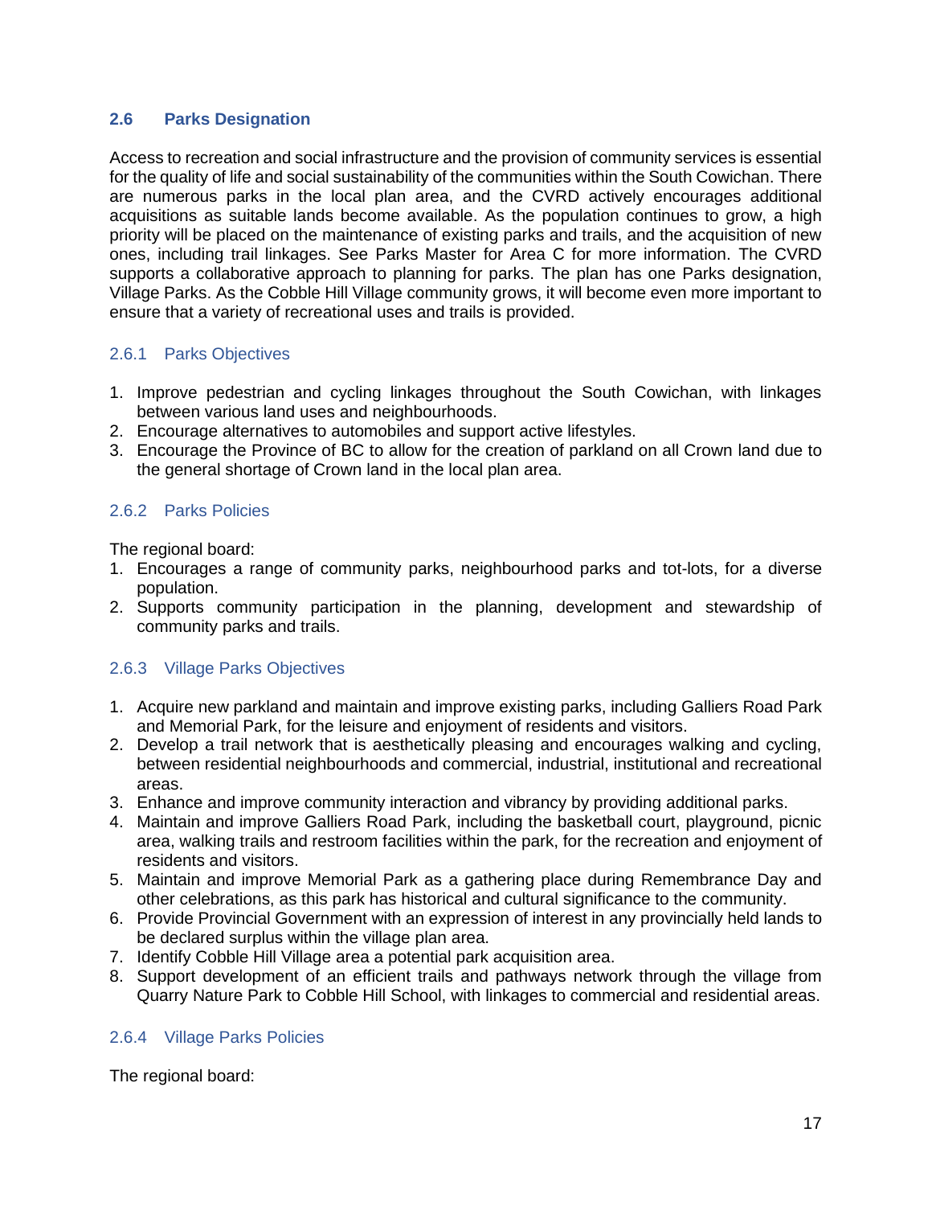## 2.6 Parks Designation

Access to recreation and social infrastructure and the provision of community services is essential for the quality of life and social sustainability of the communities within the South Cowichan. There are numerous parks in the local plan area, and the CVRD actively encourages additional acquisitions as suitable lands become available. As the population continues to grow, a high priority will be placed on the maintenance of existing parks and trails, and the acquisition of new ones, including trail linkages. See Parks Master for Area C for more information. The CVRD supports a collaborative approach to planning for parks. The plan has one Parks designation, Village Parks. As the Cobble Hill Village community grows, it will become even more important to ensure that a variety of recreational uses and trails is provided.

### 2.6.1 Parks Objectives

1. Improve pedestrian and cycling linkages throughout the South Cowichan, with linkages between various land uses and neighbourhoods.
2. Encourage alternatives to automobiles and support active lifestyles.
3. Encourage the Province of BC to allow for the creation of parkland on all Crown land due to the general shortage of Crown land in the local plan area.

### 2.6.2 Parks Policies

The regional board:

1. Encourages a range of community parks, neighbourhood parks and tot-lots, for a diverse population.
2. Supports community participation in the planning, development and stewardship of community parks and trails.

### 2.6.3 Village Parks Objectives

1. Acquire new parkland and maintain and improve existing parks, including Galliers Road Park and Memorial Park, for the leisure and enjoyment of residents and visitors.
2. Develop a trail network that is aesthetically pleasing and encourages walking and cycling, between residential neighbourhoods and commercial, industrial, institutional and recreational areas.
3. Enhance and improve community interaction and vibrancy by providing additional parks.
4. Maintain and improve Galliers Road Park, including the basketball court, playground, picnic area, walking trails and restroom facilities within the park, for the recreation and enjoyment of residents and visitors.
5. Maintain and improve Memorial Park as a gathering place during Remembrance Day and other celebrations, as this park has historical and cultural significance to the community.
6. Provide Provincial Government with an expression of interest in any provincially held lands to be declared surplus within the village plan area.
7. Identify Cobble Hill Village area a potential park acquisition area.
8. Support development of an efficient trails and pathways network through the village from Quarry Nature Park to Cobble Hill School, with linkages to commercial and residential areas.

### 2.6.4 Village Parks Policies

The regional board: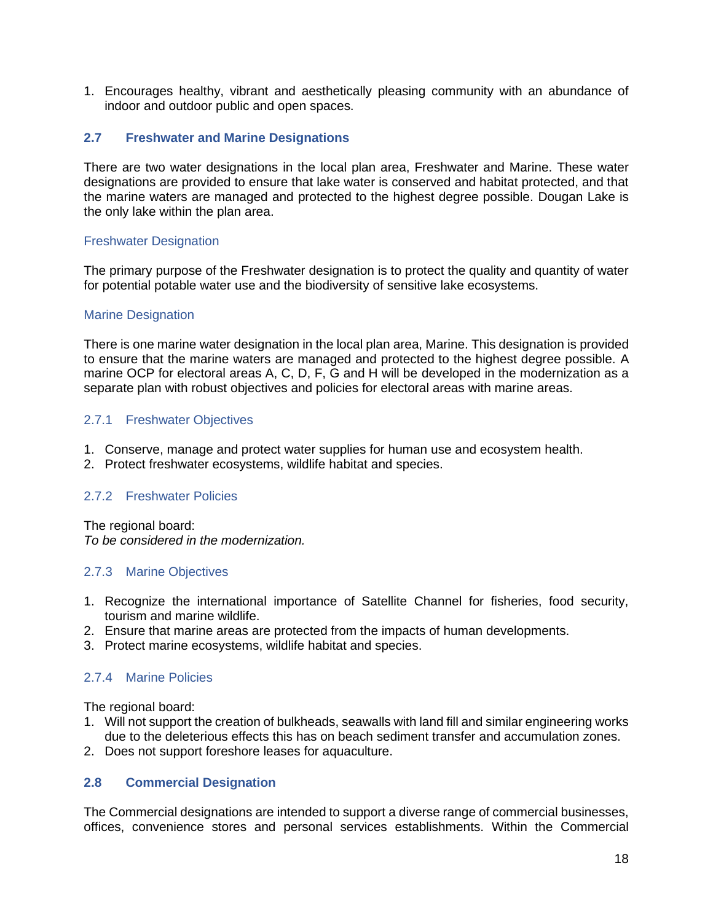1. Encourages healthy, vibrant and aesthetically pleasing community with an abundance of indoor and outdoor public and open spaces.

## 2.7 Freshwater and Marine Designations

There are two water designations in the local plan area, Freshwater and Marine. These water designations are provided to ensure that lake water is conserved and habitat protected, and that the marine waters are managed and protected to the highest degree possible. Dougan Lake is the only lake within the plan area.

### Freshwater Designation

The primary purpose of the Freshwater designation is to protect the quality and quantity of water for potential potable water use and the biodiversity of sensitive lake ecosystems.

### Marine Designation

There is one marine water designation in the local plan area, Marine. This designation is provided to ensure that the marine waters are managed and protected to the highest degree possible. A marine OCP for electoral areas A, C, D, F, G and H will be developed in the modernization as a separate plan with robust objectives and policies for electoral areas with marine areas.

### 2.7.1 Freshwater Objectives

1. Conserve, manage and protect water supplies for human use and ecosystem health.
2. Protect freshwater ecosystems, wildlife habitat and species.

### 2.7.2 Freshwater Policies

The regional board:
*To be considered in the modernization.*

### 2.7.3 Marine Objectives

1. Recognize the international importance of Satellite Channel for fisheries, food security, tourism and marine wildlife.
2. Ensure that marine areas are protected from the impacts of human developments.
3. Protect marine ecosystems, wildlife habitat and species.

### 2.7.4 Marine Policies

The regional board:
1. Will not support the creation of bulkheads, seawalls with land fill and similar engineering works due to the deleterious effects this has on beach sediment transfer and accumulation zones.
2. Does not support foreshore leases for aquaculture.

## 2.8 Commercial Designation

The Commercial designations are intended to support a diverse range of commercial businesses, offices, convenience stores and personal services establishments. Within the Commercial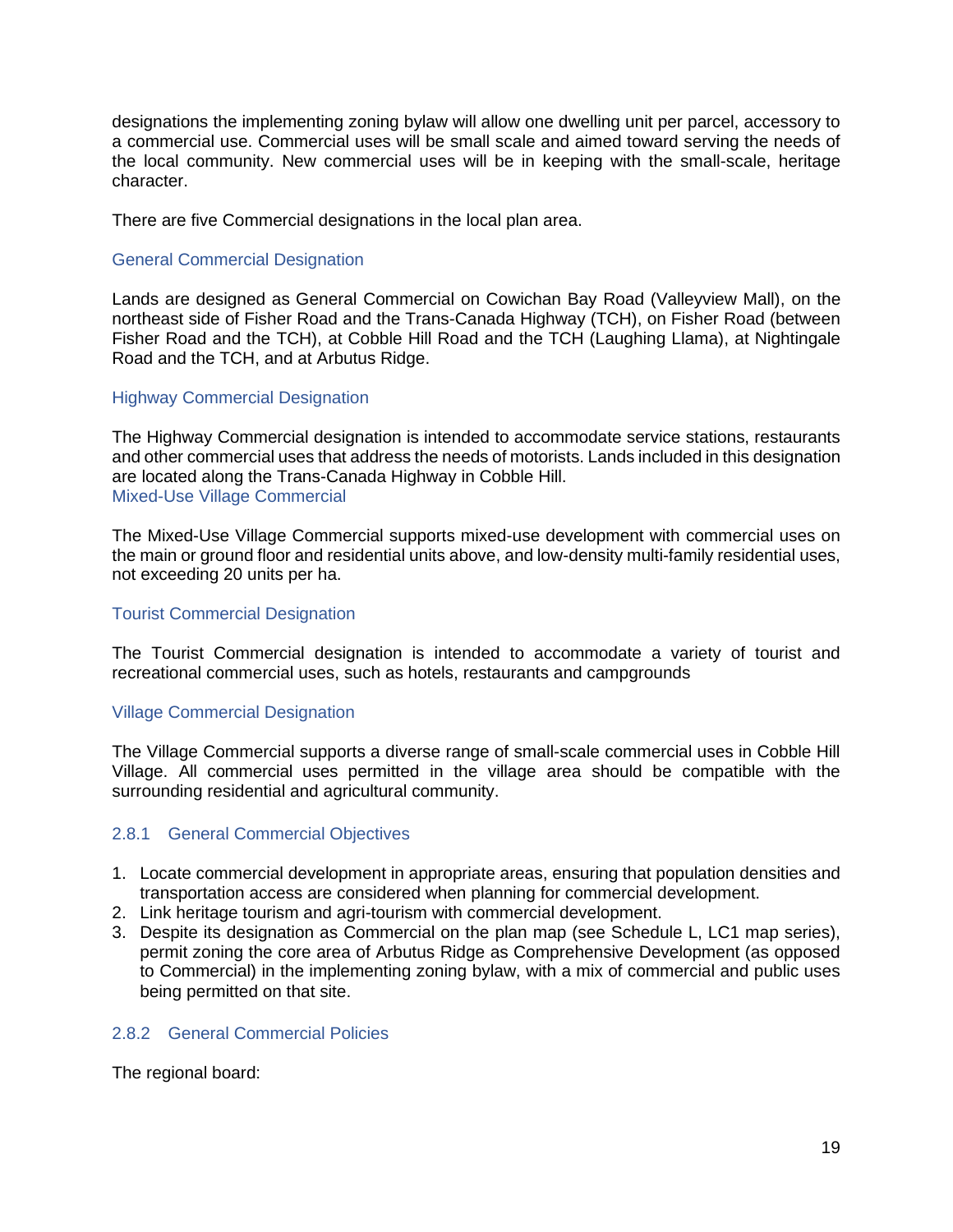designations the implementing zoning bylaw will allow one dwelling unit per parcel, accessory to a commercial use. Commercial uses will be small scale and aimed toward serving the needs of the local community. New commercial uses will be in keeping with the small-scale, heritage character.

There are five Commercial designations in the local plan area.

### General Commercial Designation

Lands are designed as General Commercial on Cowichan Bay Road (Valleyview Mall), on the northeast side of Fisher Road and the Trans-Canada Highway (TCH), on Fisher Road (between Fisher Road and the TCH), at Cobble Hill Road and the TCH (Laughing Llama), at Nightingale Road and the TCH, and at Arbutus Ridge.

### Highway Commercial Designation

The Highway Commercial designation is intended to accommodate service stations, restaurants and other commercial uses that address the needs of motorists. Lands included in this designation are located along the Trans-Canada Highway in Cobble Hill.

### Mixed-Use Village Commercial

The Mixed-Use Village Commercial supports mixed-use development with commercial uses on the main or ground floor and residential units above, and low-density multi-family residential uses, not exceeding 20 units per ha.

### Tourist Commercial Designation

The Tourist Commercial designation is intended to accommodate a variety of tourist and recreational commercial uses, such as hotels, restaurants and campgrounds

### Village Commercial Designation

The Village Commercial supports a diverse range of small-scale commercial uses in Cobble Hill Village. All commercial uses permitted in the village area should be compatible with the surrounding residential and agricultural community.

### 2.8.1 General Commercial Objectives

1. Locate commercial development in appropriate areas, ensuring that population densities and transportation access are considered when planning for commercial development.
2. Link heritage tourism and agri-tourism with commercial development.
3. Despite its designation as Commercial on the plan map (see Schedule L, LC1 map series), permit zoning the core area of Arbutus Ridge as Comprehensive Development (as opposed to Commercial) in the implementing zoning bylaw, with a mix of commercial and public uses being permitted on that site.

### 2.8.2 General Commercial Policies

The regional board: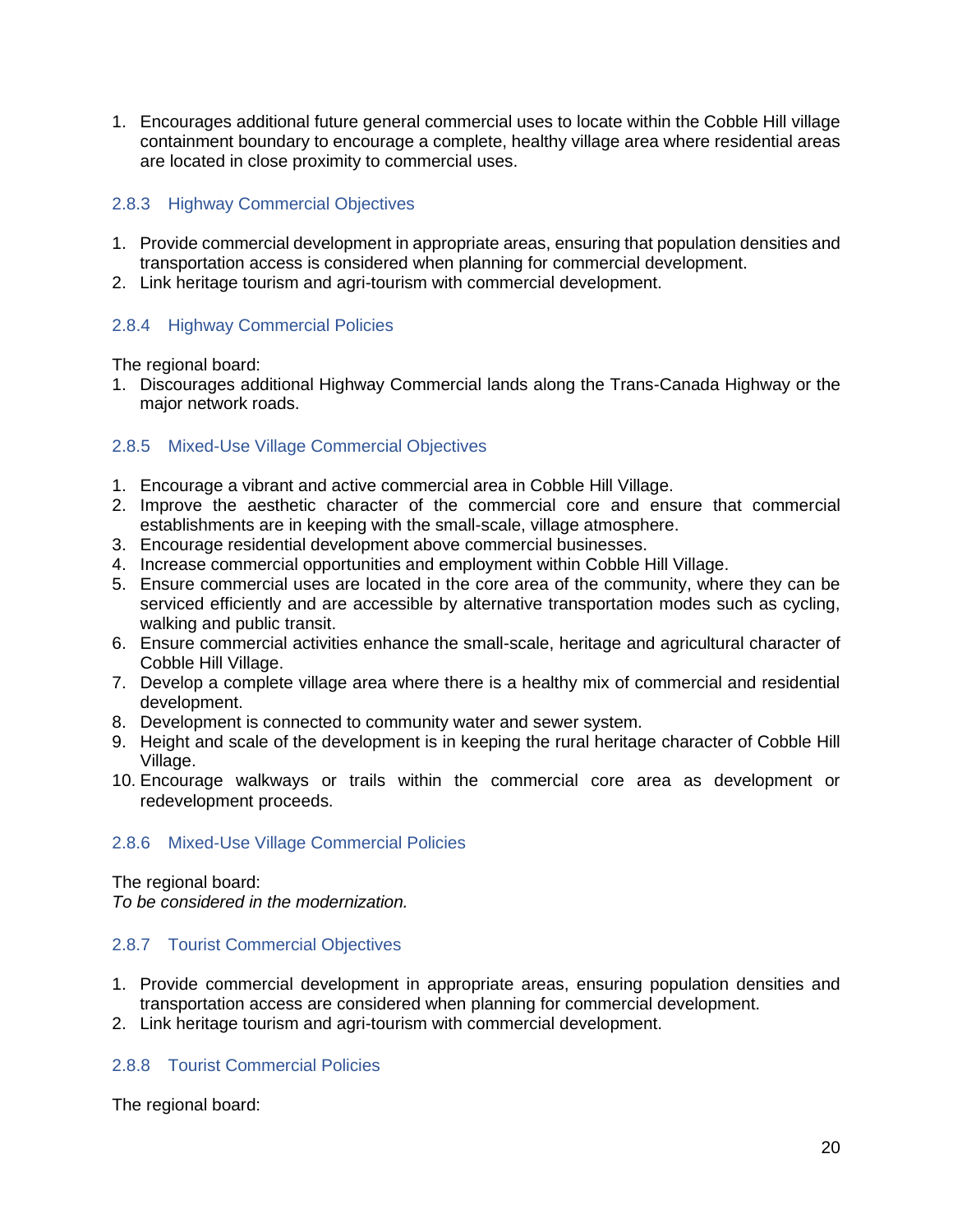1. Encourages additional future general commercial uses to locate within the Cobble Hill village containment boundary to encourage a complete, healthy village area where residential areas are located in close proximity to commercial uses.

### 2.8.3 Highway Commercial Objectives

1. Provide commercial development in appropriate areas, ensuring that population densities and transportation access is considered when planning for commercial development.
2. Link heritage tourism and agri-tourism with commercial development.

### 2.8.4 Highway Commercial Policies

The regional board:

1. Discourages additional Highway Commercial lands along the Trans-Canada Highway or the major network roads.

### 2.8.5 Mixed-Use Village Commercial Objectives

1. Encourage a vibrant and active commercial area in Cobble Hill Village.
2. Improve the aesthetic character of the commercial core and ensure that commercial establishments are in keeping with the small-scale, village atmosphere.
3. Encourage residential development above commercial businesses.
4. Increase commercial opportunities and employment within Cobble Hill Village.
5. Ensure commercial uses are located in the core area of the community, where they can be serviced efficiently and are accessible by alternative transportation modes such as cycling, walking and public transit.
6. Ensure commercial activities enhance the small-scale, heritage and agricultural character of Cobble Hill Village.
7. Develop a complete village area where there is a healthy mix of commercial and residential development.
8. Development is connected to community water and sewer system.
9. Height and scale of the development is in keeping the rural heritage character of Cobble Hill Village.
10. Encourage walkways or trails within the commercial core area as development or redevelopment proceeds.

### 2.8.6 Mixed-Use Village Commercial Policies

The regional board:
*To be considered in the modernization.*

### 2.8.7 Tourist Commercial Objectives

1. Provide commercial development in appropriate areas, ensuring population densities and transportation access are considered when planning for commercial development.
2. Link heritage tourism and agri-tourism with commercial development.

### 2.8.8 Tourist Commercial Policies

The regional board: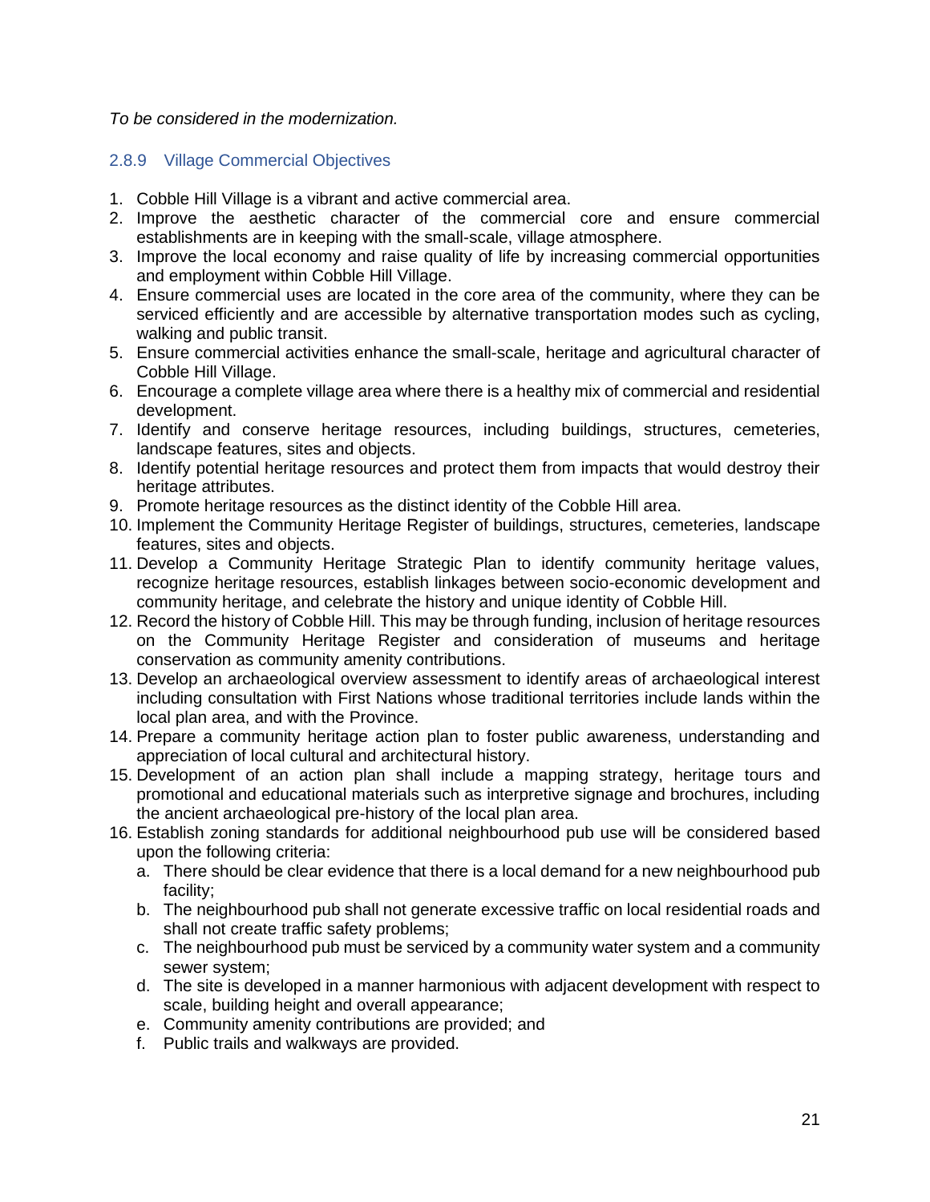*To be considered in the modernization.*

### 2.8.9 Village Commercial Objectives

1. Cobble Hill Village is a vibrant and active commercial area.
2. Improve the aesthetic character of the commercial core and ensure commercial establishments are in keeping with the small-scale, village atmosphere.
3. Improve the local economy and raise quality of life by increasing commercial opportunities and employment within Cobble Hill Village.
4. Ensure commercial uses are located in the core area of the community, where they can be serviced efficiently and are accessible by alternative transportation modes such as cycling, walking and public transit.
5. Ensure commercial activities enhance the small-scale, heritage and agricultural character of Cobble Hill Village.
6. Encourage a complete village area where there is a healthy mix of commercial and residential development.
7. Identify and conserve heritage resources, including buildings, structures, cemeteries, landscape features, sites and objects.
8. Identify potential heritage resources and protect them from impacts that would destroy their heritage attributes.
9. Promote heritage resources as the distinct identity of the Cobble Hill area.
10. Implement the Community Heritage Register of buildings, structures, cemeteries, landscape features, sites and objects.
11. Develop a Community Heritage Strategic Plan to identify community heritage values, recognize heritage resources, establish linkages between socio-economic development and community heritage, and celebrate the history and unique identity of Cobble Hill.
12. Record the history of Cobble Hill. This may be through funding, inclusion of heritage resources on the Community Heritage Register and consideration of museums and heritage conservation as community amenity contributions.
13. Develop an archaeological overview assessment to identify areas of archaeological interest including consultation with First Nations whose traditional territories include lands within the local plan area, and with the Province.
14. Prepare a community heritage action plan to foster public awareness, understanding and appreciation of local cultural and architectural history.
15. Development of an action plan shall include a mapping strategy, heritage tours and promotional and educational materials such as interpretive signage and brochures, including the ancient archaeological pre-history of the local plan area.
16. Establish zoning standards for additional neighbourhood pub use will be considered based upon the following criteria:
    a. There should be clear evidence that there is a local demand for a new neighbourhood pub facility;
    b. The neighbourhood pub shall not generate excessive traffic on local residential roads and shall not create traffic safety problems;
    c. The neighbourhood pub must be serviced by a community water system and a community sewer system;
    d. The site is developed in a manner harmonious with adjacent development with respect to scale, building height and overall appearance;
    e. Community amenity contributions are provided; and
    f. Public trails and walkways are provided.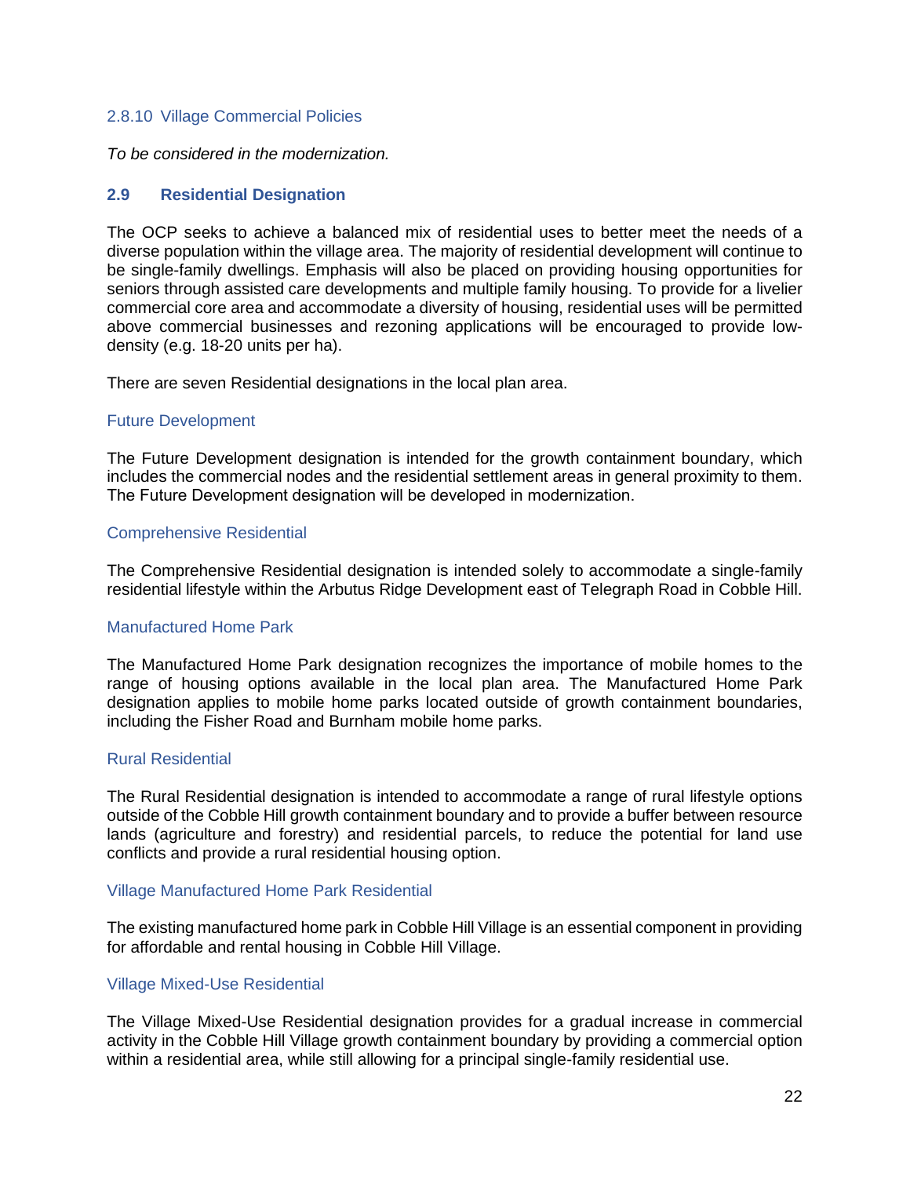### 2.8.10 Village Commercial Policies

*To be considered in the modernization.*

## 2.9 Residential Designation

The OCP seeks to achieve a balanced mix of residential uses to better meet the needs of a diverse population within the village area. The majority of residential development will continue to be single-family dwellings. Emphasis will also be placed on providing housing opportunities for seniors through assisted care developments and multiple family housing. To provide for a livelier commercial core area and accommodate a diversity of housing, residential uses will be permitted above commercial businesses and rezoning applications will be encouraged to provide low-density (e.g. 18-20 units per ha).

There are seven Residential designations in the local plan area.

### Future Development

The Future Development designation is intended for the growth containment boundary, which includes the commercial nodes and the residential settlement areas in general proximity to them. The Future Development designation will be developed in modernization.

### Comprehensive Residential

The Comprehensive Residential designation is intended solely to accommodate a single-family residential lifestyle within the Arbutus Ridge Development east of Telegraph Road in Cobble Hill.

### Manufactured Home Park

The Manufactured Home Park designation recognizes the importance of mobile homes to the range of housing options available in the local plan area. The Manufactured Home Park designation applies to mobile home parks located outside of growth containment boundaries, including the Fisher Road and Burnham mobile home parks.

### Rural Residential

The Rural Residential designation is intended to accommodate a range of rural lifestyle options outside of the Cobble Hill growth containment boundary and to provide a buffer between resource lands (agriculture and forestry) and residential parcels, to reduce the potential for land use conflicts and provide a rural residential housing option.

### Village Manufactured Home Park Residential

The existing manufactured home park in Cobble Hill Village is an essential component in providing for affordable and rental housing in Cobble Hill Village.

### Village Mixed-Use Residential

The Village Mixed-Use Residential designation provides for a gradual increase in commercial activity in the Cobble Hill Village growth containment boundary by providing a commercial option within a residential area, while still allowing for a principal single-family residential use.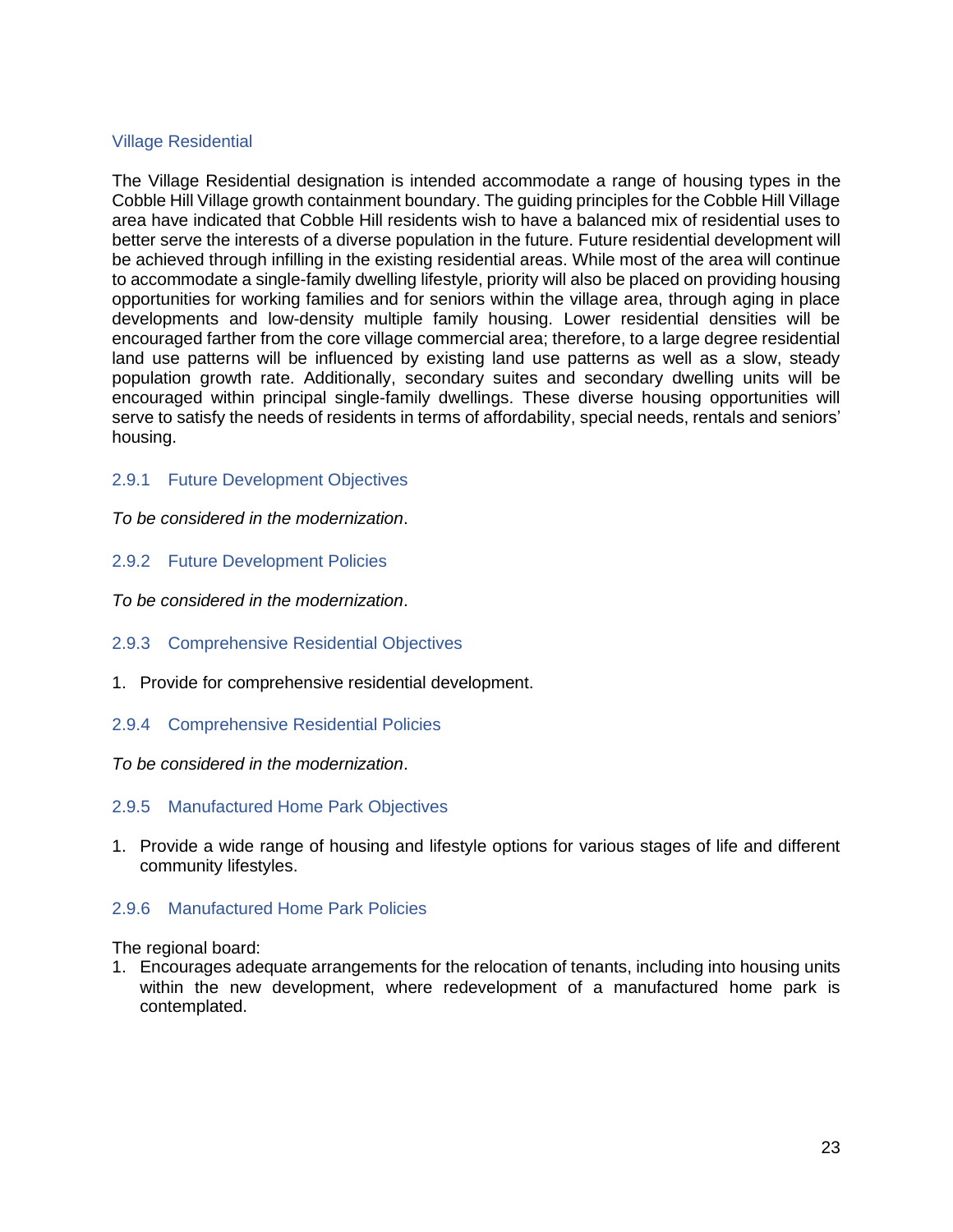### Village Residential

The Village Residential designation is intended accommodate a range of housing types in the Cobble Hill Village growth containment boundary. The guiding principles for the Cobble Hill Village area have indicated that Cobble Hill residents wish to have a balanced mix of residential uses to better serve the interests of a diverse population in the future. Future residential development will be achieved through infilling in the existing residential areas. While most of the area will continue to accommodate a single-family dwelling lifestyle, priority will also be placed on providing housing opportunities for working families and for seniors within the village area, through aging in place developments and low-density multiple family housing. Lower residential densities will be encouraged farther from the core village commercial area; therefore, to a large degree residential land use patterns will be influenced by existing land use patterns as well as a slow, steady population growth rate. Additionally, secondary suites and secondary dwelling units will be encouraged within principal single-family dwellings. These diverse housing opportunities will serve to satisfy the needs of residents in terms of affordability, special needs, rentals and seniors' housing.

#### 2.9.1 Future Development Objectives

*To be considered in the modernization*.

#### 2.9.2 Future Development Policies

*To be considered in the modernization*.

#### 2.9.3 Comprehensive Residential Objectives

1. Provide for comprehensive residential development.

#### 2.9.4 Comprehensive Residential Policies

*To be considered in the modernization*.

#### 2.9.5 Manufactured Home Park Objectives

1. Provide a wide range of housing and lifestyle options for various stages of life and different community lifestyles.

#### 2.9.6 Manufactured Home Park Policies

The regional board:

1. Encourages adequate arrangements for the relocation of tenants, including into housing units within the new development, where redevelopment of a manufactured home park is contemplated.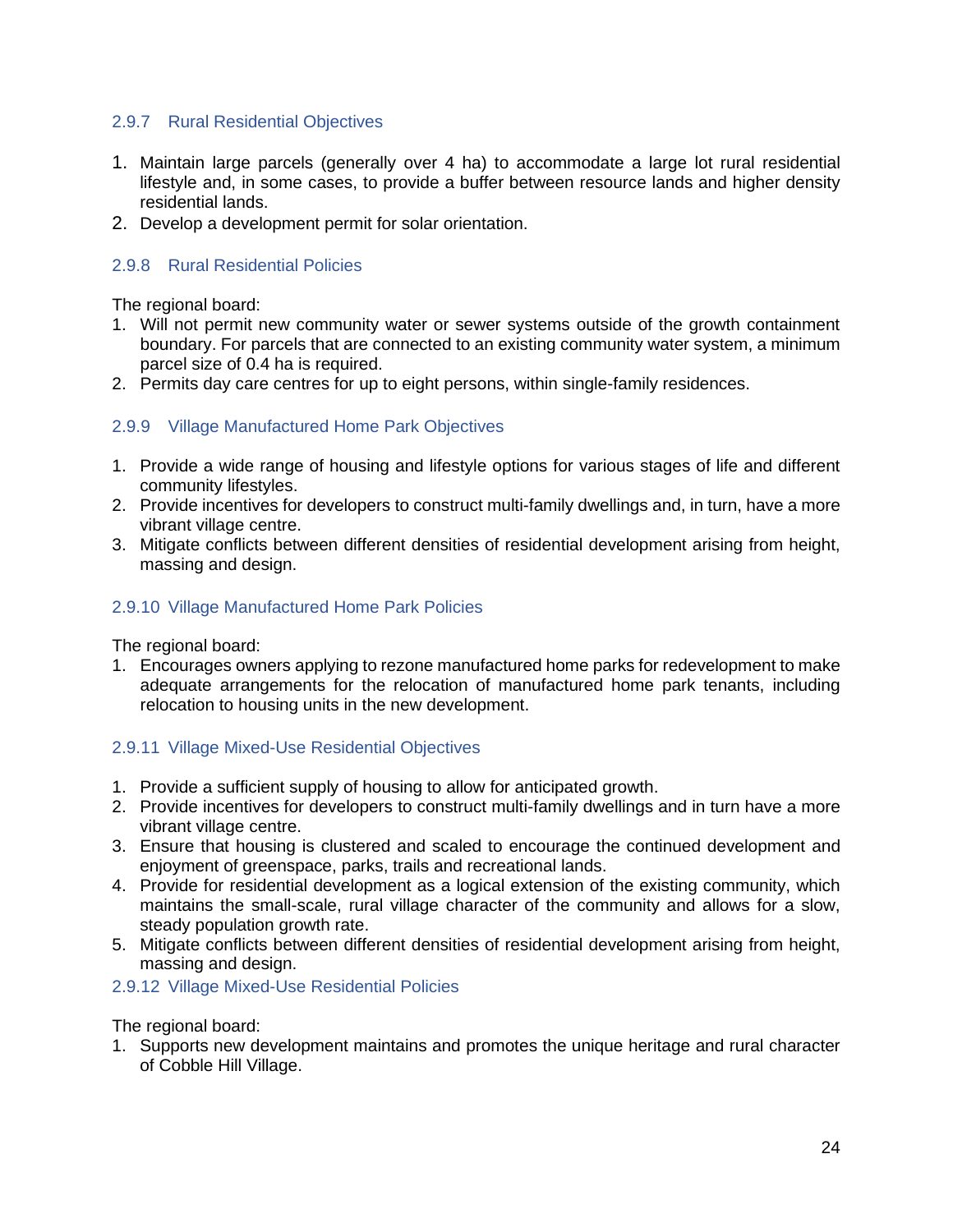### 2.9.7 Rural Residential Objectives

1. Maintain large parcels (generally over 4 ha) to accommodate a large lot rural residential lifestyle and, in some cases, to provide a buffer between resource lands and higher density residential lands.
2. Develop a development permit for solar orientation.

### 2.9.8 Rural Residential Policies

The regional board:

1. Will not permit new community water or sewer systems outside of the growth containment boundary. For parcels that are connected to an existing community water system, a minimum parcel size of 0.4 ha is required.
2. Permits day care centres for up to eight persons, within single-family residences.

### 2.9.9 Village Manufactured Home Park Objectives

1. Provide a wide range of housing and lifestyle options for various stages of life and different community lifestyles.
2. Provide incentives for developers to construct multi-family dwellings and, in turn, have a more vibrant village centre.
3. Mitigate conflicts between different densities of residential development arising from height, massing and design.

### 2.9.10 Village Manufactured Home Park Policies

The regional board:

1. Encourages owners applying to rezone manufactured home parks for redevelopment to make adequate arrangements for the relocation of manufactured home park tenants, including relocation to housing units in the new development.

### 2.9.11 Village Mixed-Use Residential Objectives

1. Provide a sufficient supply of housing to allow for anticipated growth.
2. Provide incentives for developers to construct multi-family dwellings and in turn have a more vibrant village centre.
3. Ensure that housing is clustered and scaled to encourage the continued development and enjoyment of greenspace, parks, trails and recreational lands.
4. Provide for residential development as a logical extension of the existing community, which maintains the small-scale, rural village character of the community and allows for a slow, steady population growth rate.
5. Mitigate conflicts between different densities of residential development arising from height, massing and design.

### 2.9.12 Village Mixed-Use Residential Policies

The regional board:

1. Supports new development maintains and promotes the unique heritage and rural character of Cobble Hill Village.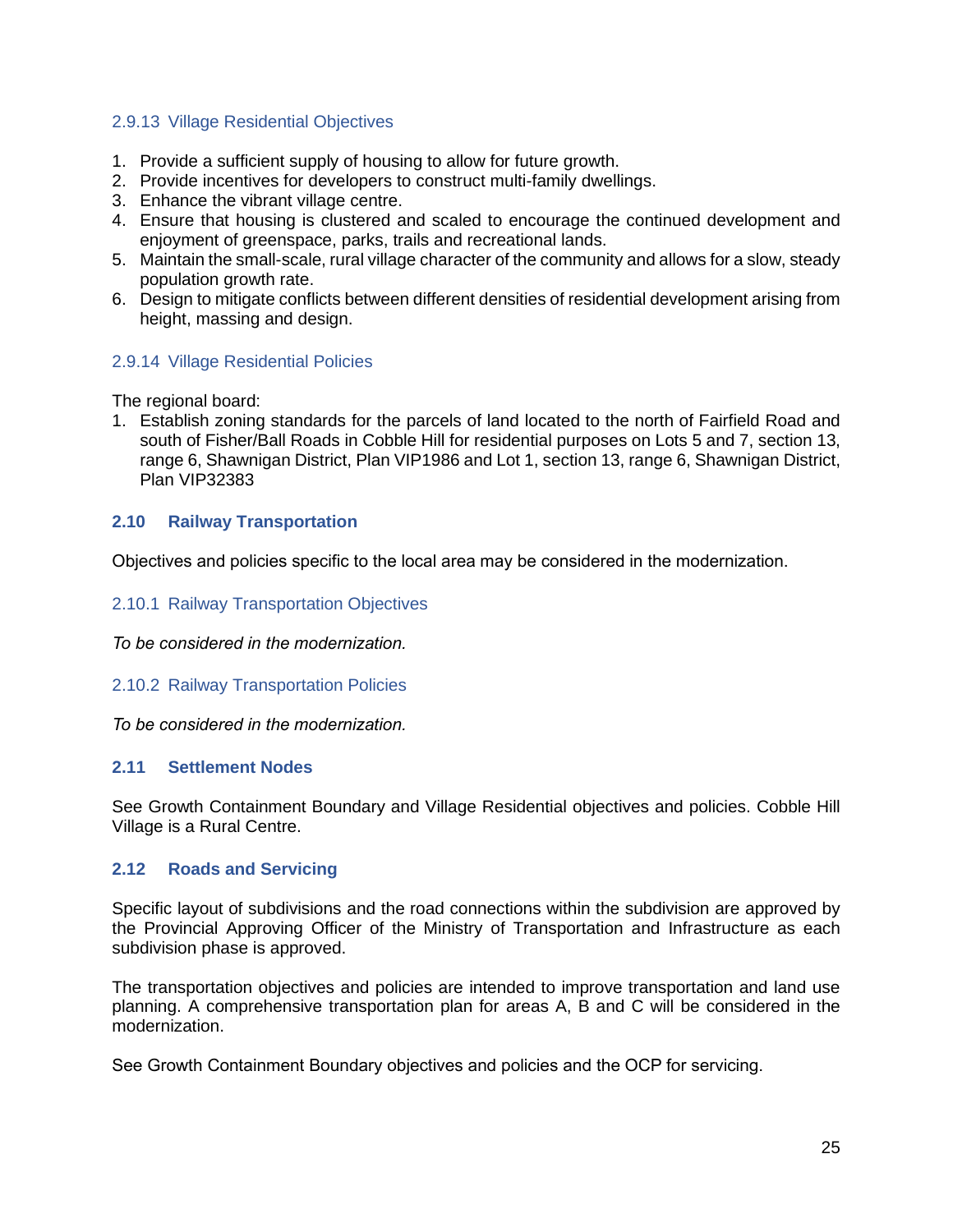### 2.9.13 Village Residential Objectives

1. Provide a sufficient supply of housing to allow for future growth.
2. Provide incentives for developers to construct multi-family dwellings.
3. Enhance the vibrant village centre.
4. Ensure that housing is clustered and scaled to encourage the continued development and enjoyment of greenspace, parks, trails and recreational lands.
5. Maintain the small-scale, rural village character of the community and allows for a slow, steady population growth rate.
6. Design to mitigate conflicts between different densities of residential development arising from height, massing and design.

### 2.9.14 Village Residential Policies

The regional board:

1. Establish zoning standards for the parcels of land located to the north of Fairfield Road and south of Fisher/Ball Roads in Cobble Hill for residential purposes on Lots 5 and 7, section 13, range 6, Shawnigan District, Plan VIP1986 and Lot 1, section 13, range 6, Shawnigan District, Plan VIP32383

## 2.10 Railway Transportation

Objectives and policies specific to the local area may be considered in the modernization.

### 2.10.1 Railway Transportation Objectives

*To be considered in the modernization.*

### 2.10.2 Railway Transportation Policies

*To be considered in the modernization.*

## 2.11 Settlement Nodes

See Growth Containment Boundary and Village Residential objectives and policies. Cobble Hill Village is a Rural Centre.

## 2.12 Roads and Servicing

Specific layout of subdivisions and the road connections within the subdivision are approved by the Provincial Approving Officer of the Ministry of Transportation and Infrastructure as each subdivision phase is approved.

The transportation objectives and policies are intended to improve transportation and land use planning. A comprehensive transportation plan for areas A, B and C will be considered in the modernization.

See Growth Containment Boundary objectives and policies and the OCP for servicing.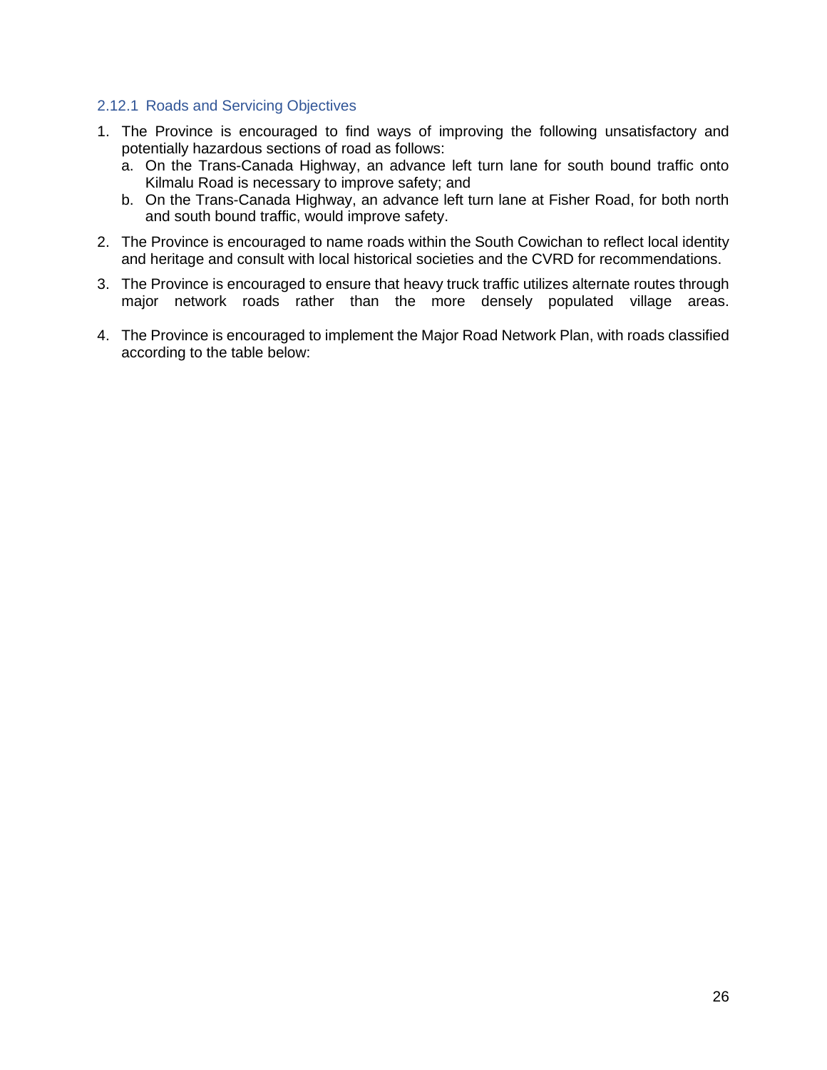### 2.12.1 Roads and Servicing Objectives

1. The Province is encouraged to find ways of improving the following unsatisfactory and potentially hazardous sections of road as follows:
   a. On the Trans-Canada Highway, an advance left turn lane for south bound traffic onto Kilmalu Road is necessary to improve safety; and
   b. On the Trans-Canada Highway, an advance left turn lane at Fisher Road, for both north and south bound traffic, would improve safety.
2. The Province is encouraged to name roads within the South Cowichan to reflect local identity and heritage and consult with local historical societies and the CVRD for recommendations.
3. The Province is encouraged to ensure that heavy truck traffic utilizes alternate routes through major network roads rather than the more densely populated village areas.
4. The Province is encouraged to implement the Major Road Network Plan, with roads classified according to the table below: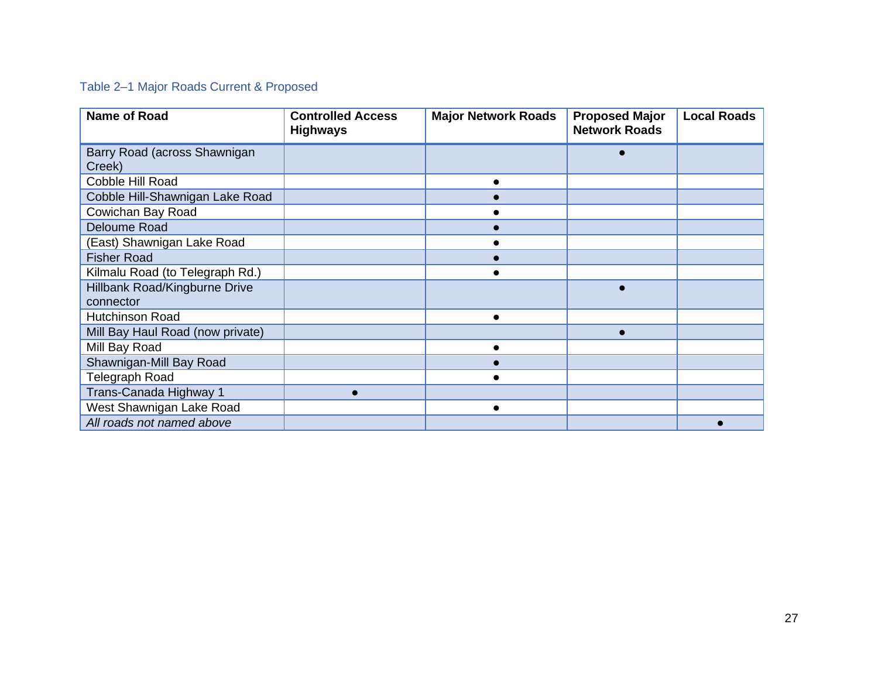Table 2–1 Major Roads Current & Proposed

| Name of Road | Controlled Access Highways | Major Network Roads | Proposed Major Network Roads | Local Roads |
|---|---|---|---|---|
| Barry Road (across Shawnigan Creek) | | | ● | |
| Cobble Hill Road | | ● | | |
| Cobble Hill-Shawnigan Lake Road | | ● | | |
| Cowichan Bay Road | | ● | | |
| Deloume Road | | ● | | |
| (East) Shawnigan Lake Road | | ● | | |
| Fisher Road | | ● | | |
| Kilmalu Road (to Telegraph Rd.) | | ● | | |
| Hillbank Road/Kingburne Drive connector | | | ● | |
| Hutchinson Road | | ● | | |
| Mill Bay Haul Road (now private) | | | ● | |
| Mill Bay Road | | ● | | |
| Shawnigan-Mill Bay Road | | ● | | |
| Telegraph Road | | ● | | |
| Trans-Canada Highway 1 | ● | | | |
| West Shawnigan Lake Road | | ● | | |
| *All roads not named above* | | | | ● |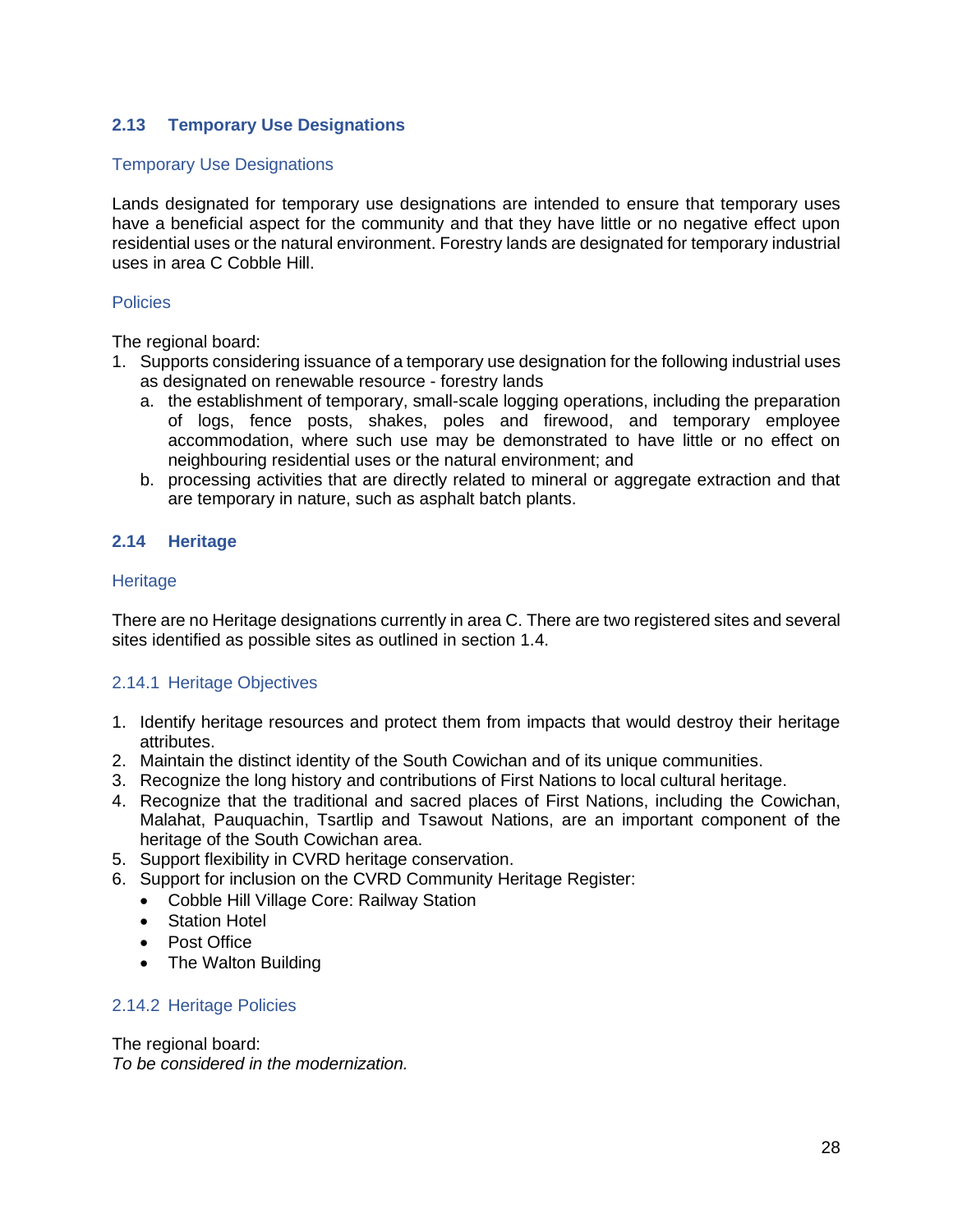## 2.13 Temporary Use Designations

### Temporary Use Designations

Lands designated for temporary use designations are intended to ensure that temporary uses have a beneficial aspect for the community and that they have little or no negative effect upon residential uses or the natural environment. Forestry lands are designated for temporary industrial uses in area C Cobble Hill.

### Policies

The regional board:

1. Supports considering issuance of a temporary use designation for the following industrial uses as designated on renewable resource - forestry lands
   a. the establishment of temporary, small-scale logging operations, including the preparation of logs, fence posts, shakes, poles and firewood, and temporary employee accommodation, where such use may be demonstrated to have little or no effect on neighbouring residential uses or the natural environment; and
   b. processing activities that are directly related to mineral or aggregate extraction and that are temporary in nature, such as asphalt batch plants.

## 2.14 Heritage

### Heritage

There are no Heritage designations currently in area C. There are two registered sites and several sites identified as possible sites as outlined in section 1.4.

### 2.14.1 Heritage Objectives

1. Identify heritage resources and protect them from impacts that would destroy their heritage attributes.
2. Maintain the distinct identity of the South Cowichan and of its unique communities.
3. Recognize the long history and contributions of First Nations to local cultural heritage.
4. Recognize that the traditional and sacred places of First Nations, including the Cowichan, Malahat, Pauquachin, Tsartlip and Tsawout Nations, are an important component of the heritage of the South Cowichan area.
5. Support flexibility in CVRD heritage conservation.
6. Support for inclusion on the CVRD Community Heritage Register:
   - Cobble Hill Village Core: Railway Station
   - Station Hotel
   - Post Office
   - The Walton Building

### 2.14.2 Heritage Policies

The regional board:
*To be considered in the modernization.*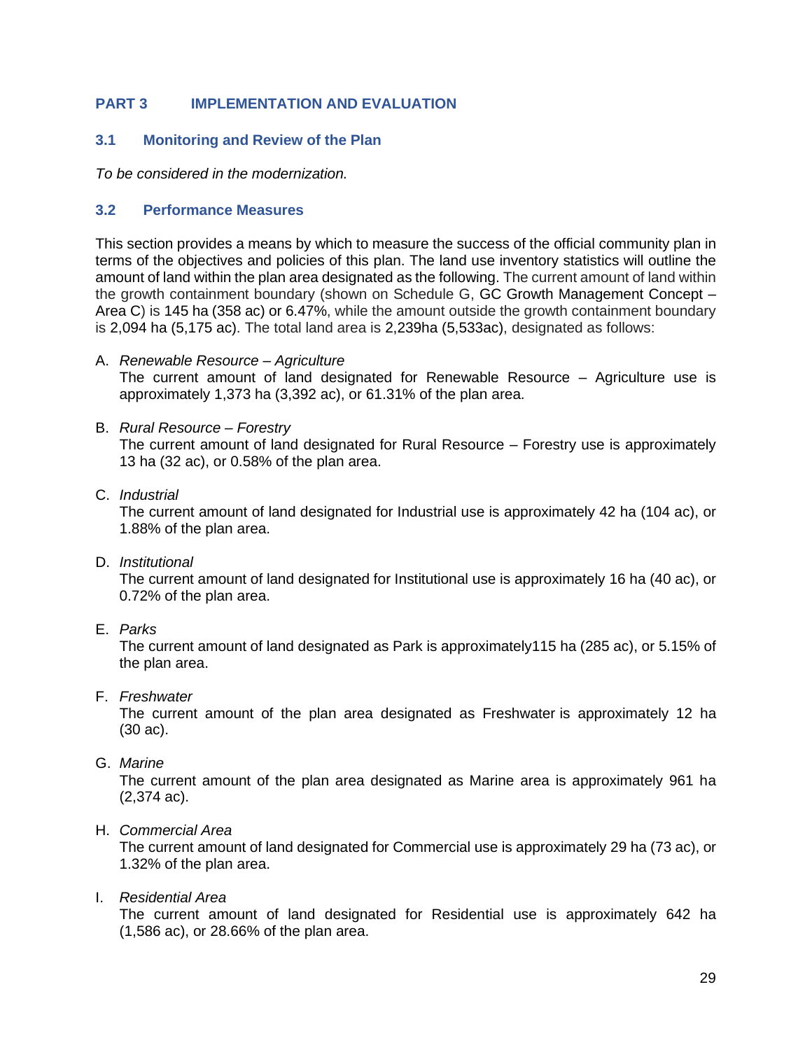## PART 3 IMPLEMENTATION AND EVALUATION

### 3.1 Monitoring and Review of the Plan

*To be considered in the modernization.*

### 3.2 Performance Measures

This section provides a means by which to measure the success of the official community plan in terms of the objectives and policies of this plan. The land use inventory statistics will outline the amount of land within the plan area designated as the following. The current amount of land within the growth containment boundary (shown on Schedule G, GC Growth Management Concept – Area C) is 145 ha (358 ac) or 6.47%, while the amount outside the growth containment boundary is 2,094 ha (5,175 ac). The total land area is 2,239ha (5,533ac), designated as follows:

A. *Renewable Resource – Agriculture*
   The current amount of land designated for Renewable Resource – Agriculture use is approximately 1,373 ha (3,392 ac), or 61.31% of the plan area.

B. *Rural Resource – Forestry*
   The current amount of land designated for Rural Resource – Forestry use is approximately 13 ha (32 ac), or 0.58% of the plan area.

C. *Industrial*
   The current amount of land designated for Industrial use is approximately 42 ha (104 ac), or 1.88% of the plan area.

D. *Institutional*
   The current amount of land designated for Institutional use is approximately 16 ha (40 ac), or 0.72% of the plan area.

E. *Parks*
   The current amount of land designated as Park is approximately115 ha (285 ac), or 5.15% of the plan area.

F. *Freshwater*
   The current amount of the plan area designated as Freshwater is approximately 12 ha (30 ac).

G. *Marine*
   The current amount of the plan area designated as Marine area is approximately 961 ha (2,374 ac).

H. *Commercial Area*
   The current amount of land designated for Commercial use is approximately 29 ha (73 ac), or 1.32% of the plan area.

I. *Residential Area*
   The current amount of land designated for Residential use is approximately 642 ha (1,586 ac), or 28.66% of the plan area.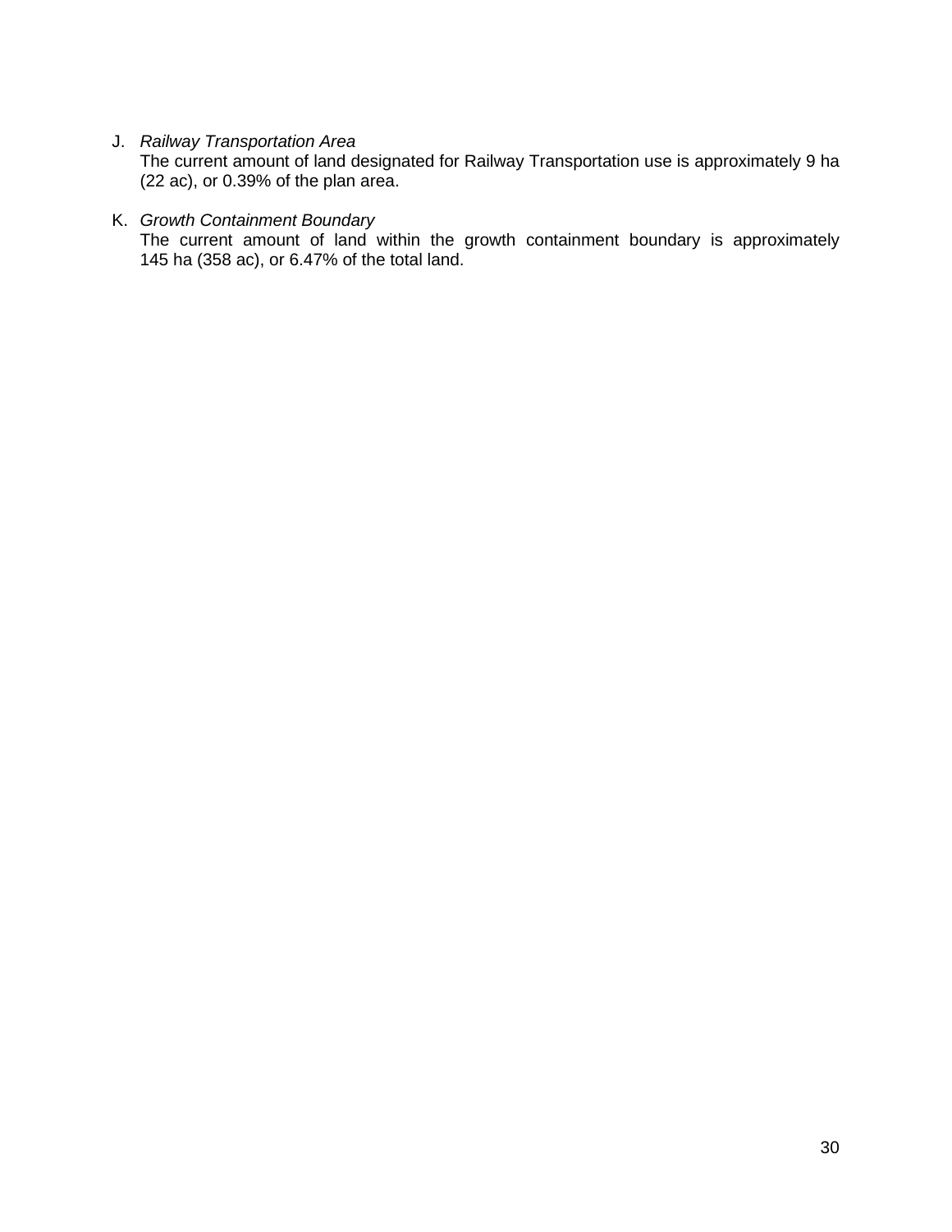J. *Railway Transportation Area*
   The current amount of land designated for Railway Transportation use is approximately 9 ha (22 ac), or 0.39% of the plan area.

K. *Growth Containment Boundary*
   The current amount of land within the growth containment boundary is approximately 145 ha (358 ac), or 6.47% of the total land.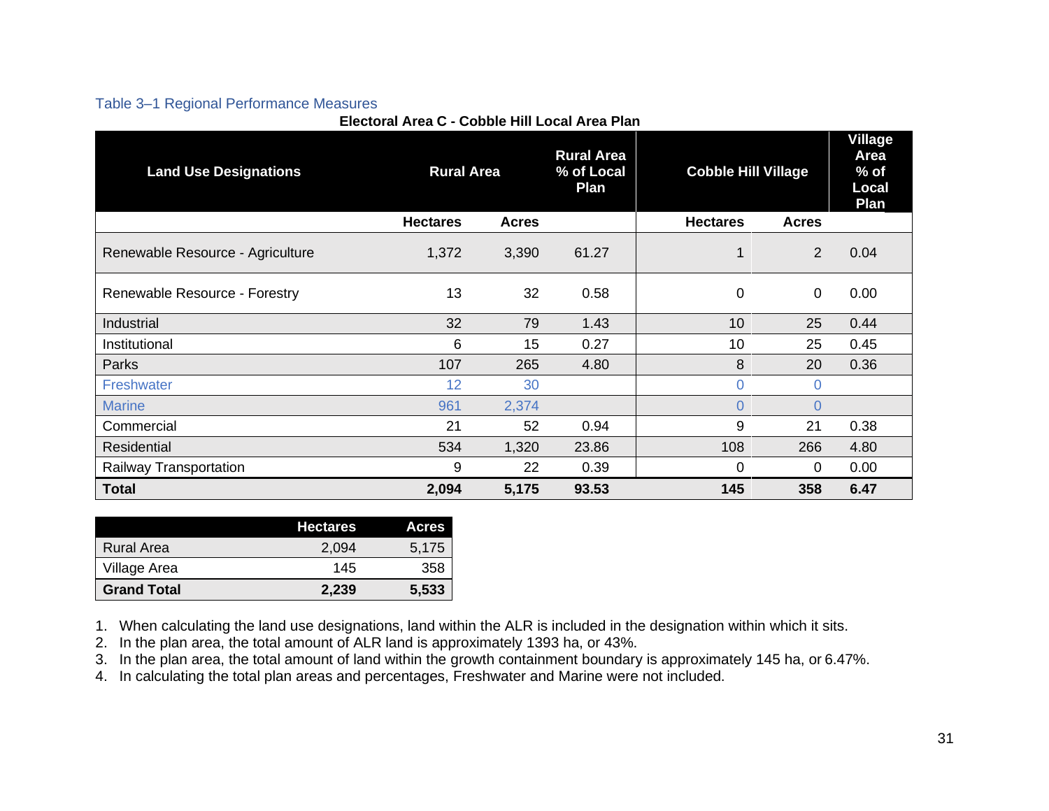Table 3–1 Regional Performance Measures

**Electoral Area C - Cobble Hill Local Area Plan**

| Land Use Designations | Rural Area | | Rural Area % of Local Plan | Cobble Hill Village | | Village Area % of Local Plan |
|---|---|---|---|---|---|---|
| | **Hectares** | **Acres** | | **Hectares** | **Acres** | |
| Renewable Resource - Agriculture | 1,372 | 3,390 | 61.27 | 1 | 2 | 0.04 |
| Renewable Resource - Forestry | 13 | 32 | 0.58 | 0 | 0 | 0.00 |
| Industrial | 32 | 79 | 1.43 | 10 | 25 | 0.44 |
| Institutional | 6 | 15 | 0.27 | 10 | 25 | 0.45 |
| Parks | 107 | 265 | 4.80 | 8 | 20 | 0.36 |
| Freshwater | 12 | 30 | | 0 | 0 | |
| Marine | 961 | 2,374 | | 0 | 0 | |
| Commercial | 21 | 52 | 0.94 | 9 | 21 | 0.38 |
| Residential | 534 | 1,320 | 23.86 | 108 | 266 | 4.80 |
| Railway Transportation | 9 | 22 | 0.39 | 0 | 0 | 0.00 |
| **Total** | **2,094** | **5,175** | **93.53** | **145** | **358** | **6.47** |

| | Hectares | Acres |
|---|---|---|
| Rural Area | 2,094 | 5,175 |
| Village Area | 145 | 358 |
| **Grand Total** | **2,239** | **5,533** |

1. When calculating the land use designations, land within the ALR is included in the designation within which it sits.
2. In the plan area, the total amount of ALR land is approximately 1393 ha, or 43%.
3. In the plan area, the total amount of land within the growth containment boundary is approximately 145 ha, or 6.47%.
4. In calculating the total plan areas and percentages, Freshwater and Marine were not included.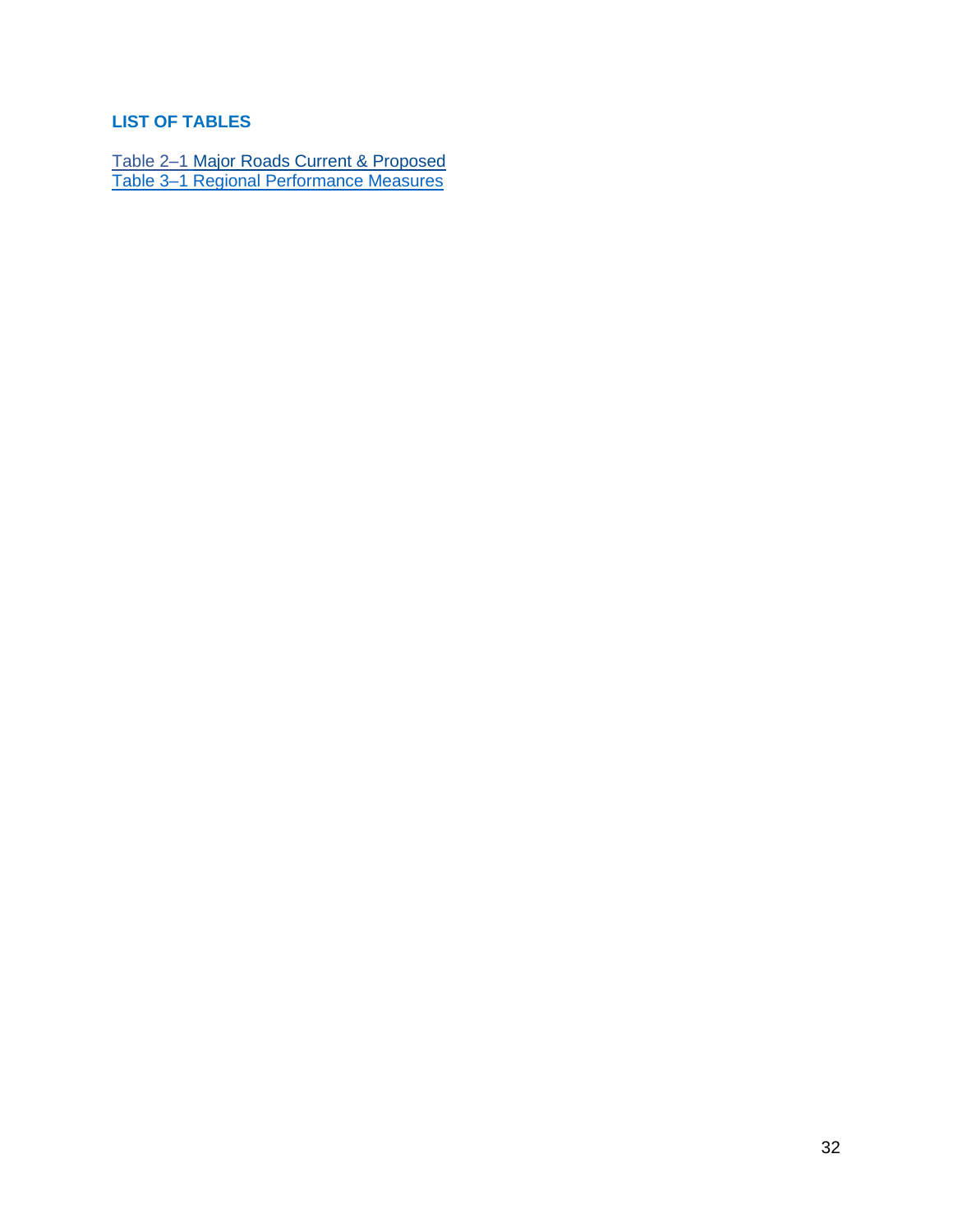**LIST OF TABLES**

Table 2–1 Major Roads Current & Proposed
Table 3–1 Regional Performance Measures